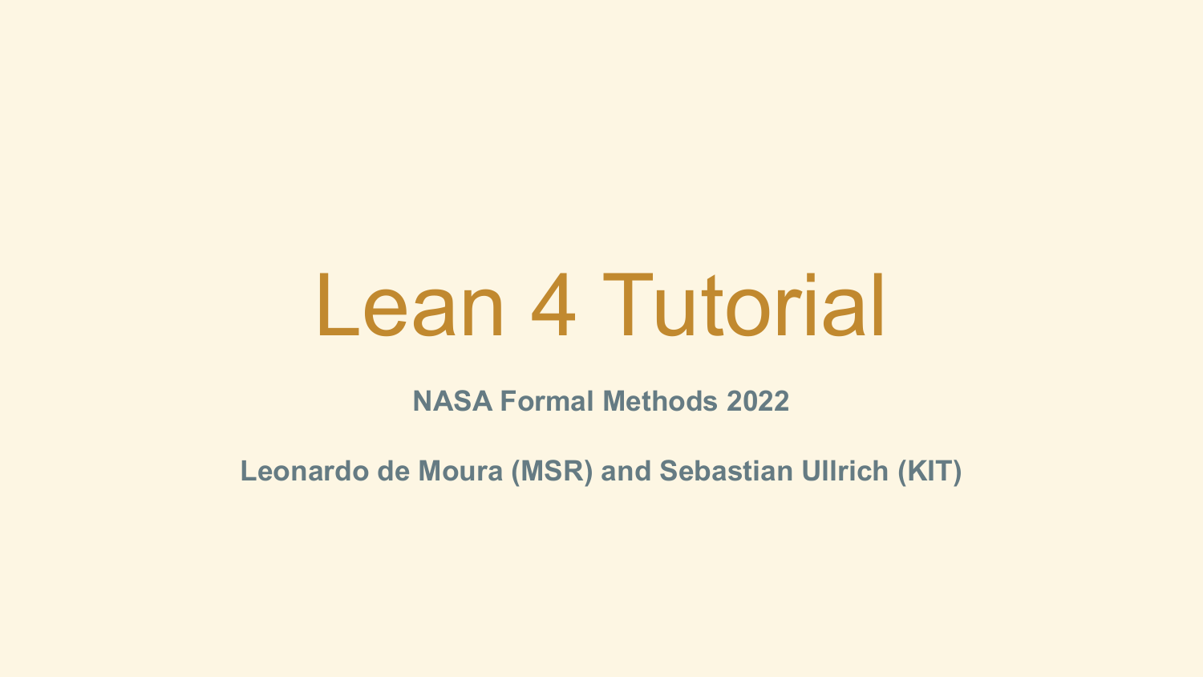# Lean 4 Tutorial

**NASA Formal Methods 2022**

**Leonardo de Moura (MSR) and Sebastian Ullrich (KIT)**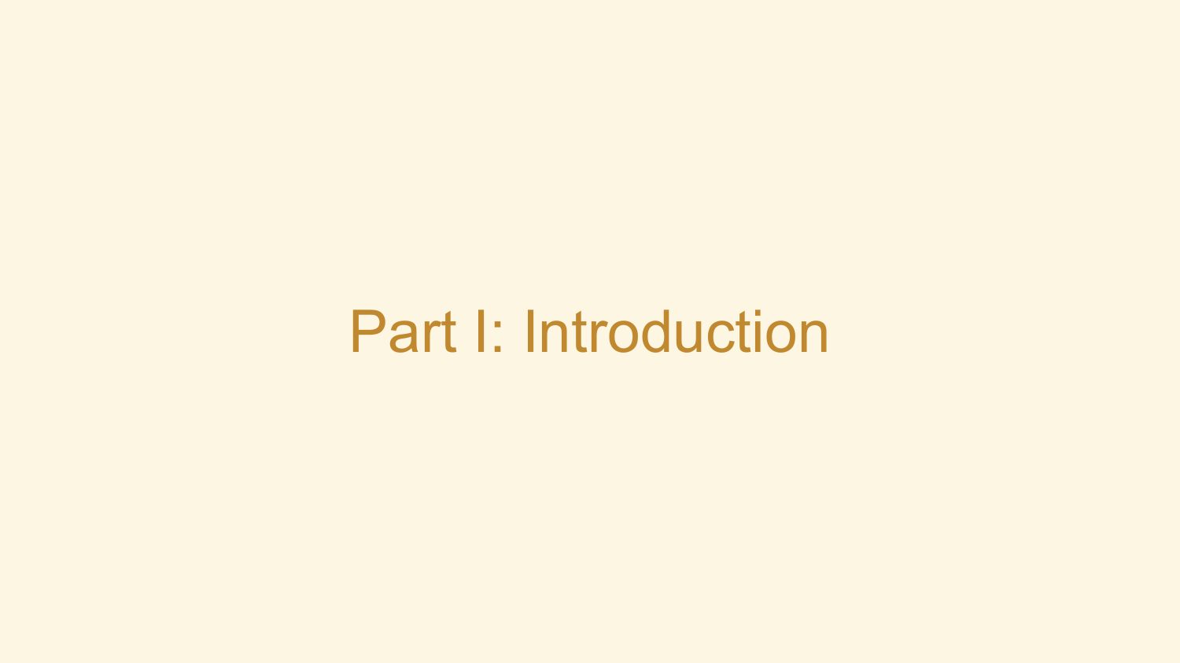# Part I: Introduction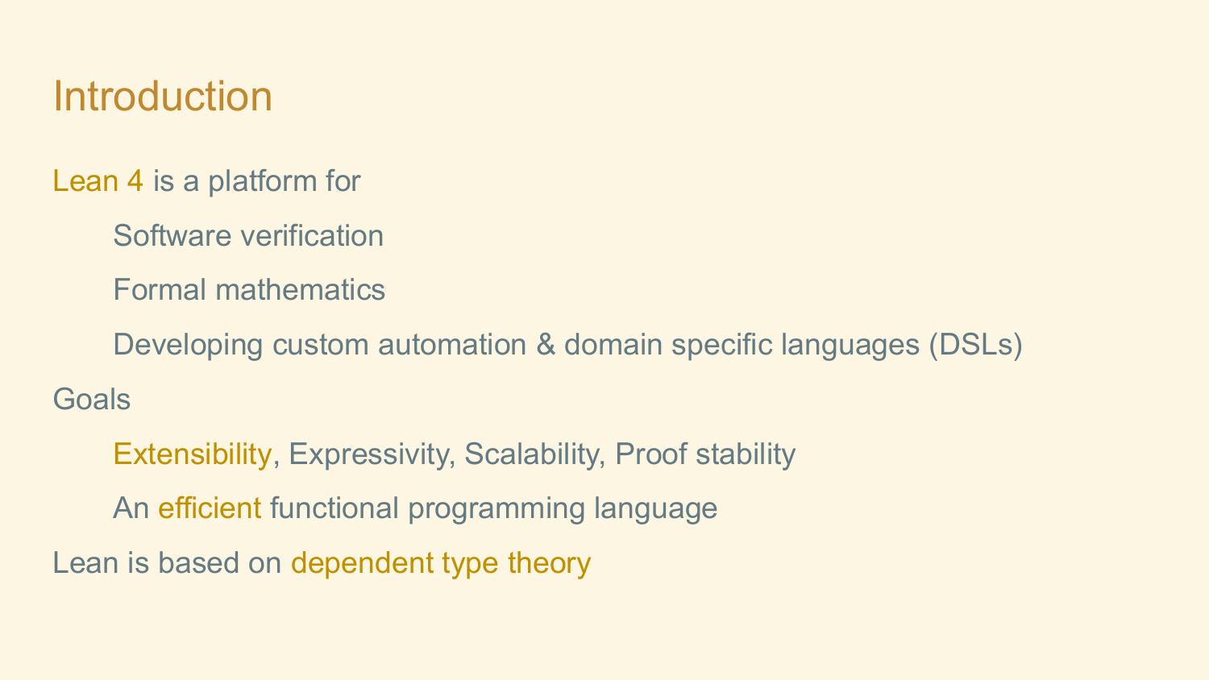# Introduction

Lean 4 is a platform for

- Software verification
- Formal mathematics
- Developing custom automation & domain specific languages (DSLs)

Goals

- Extensibility, Expressivity, Scalability, Proof stability
- An efficient functional programming language

Lean is based on dependent type theory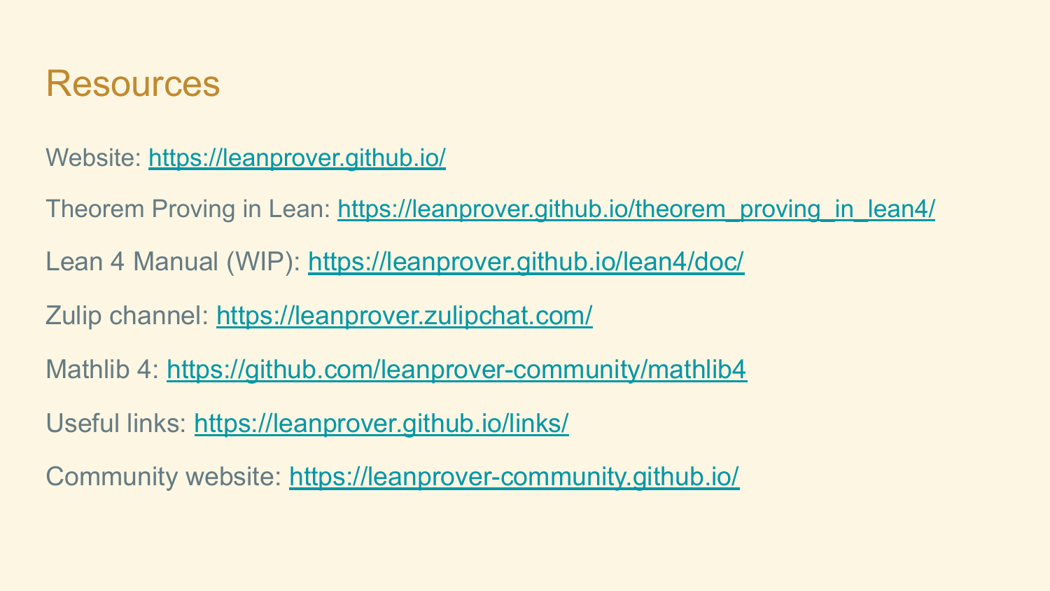# Resources

Website: https://leanprover.github.io/

Theorem Proving in Lean: https://leanprover.github.io/theorem_proving_in_lean4/

Lean 4 Manual (WIP): https://leanprover.github.io/lean4/doc/

Zulip channel: https://leanprover.zulipchat.com/

Mathlib 4: https://github.com/leanprover-community/mathlib4

Useful links: https://leanprover.github.io/links/

Community website: https://leanprover-community.github.io/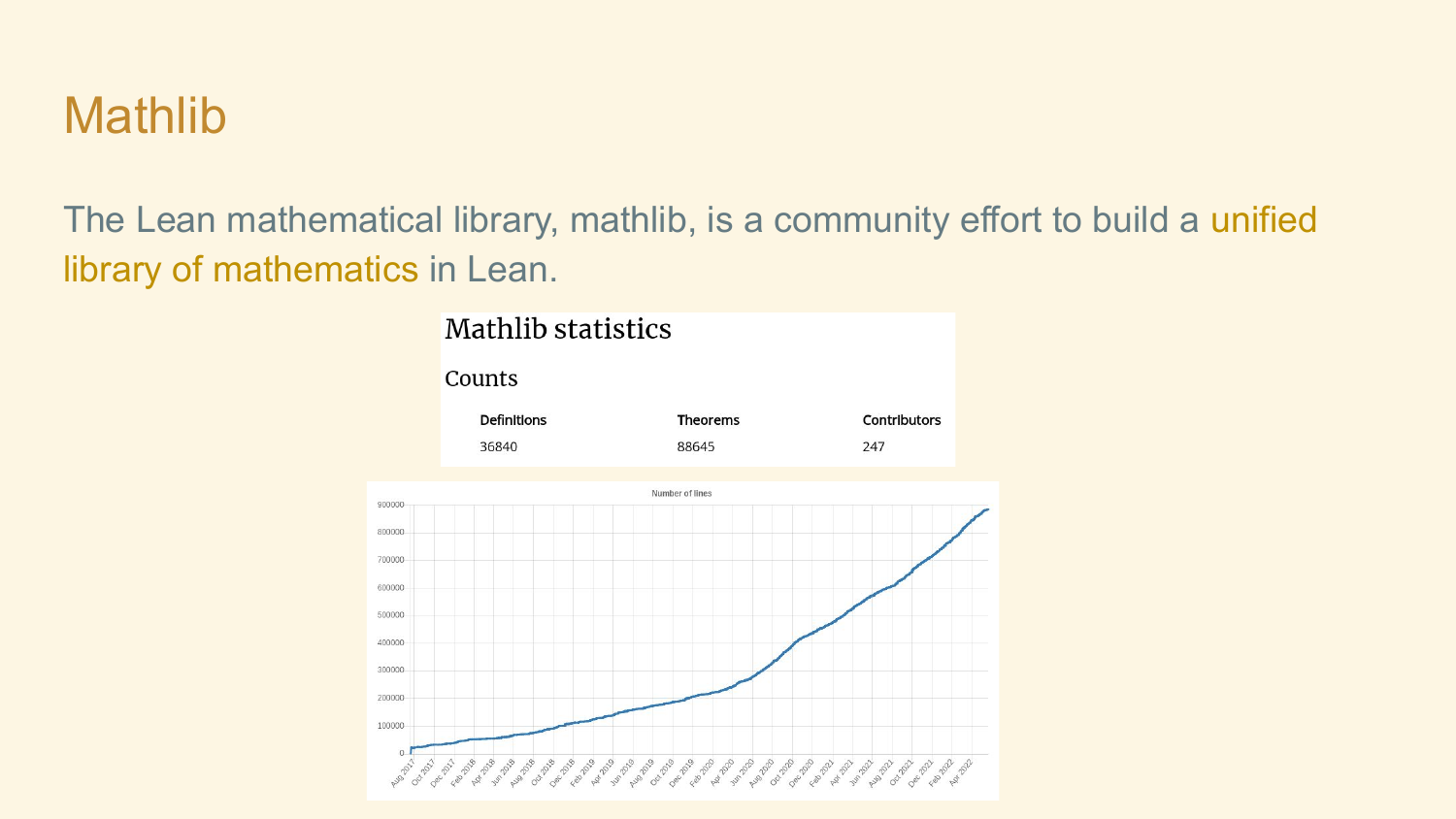# Mathlib

The Lean mathematical library, mathlib, is a community effort to build a unified library of mathematics in Lean.

## Mathlib statistics

### Counts

| Definitions | Theorems | Contributors |
| --- | --- | --- |
| 36840 | 88645 | 247 |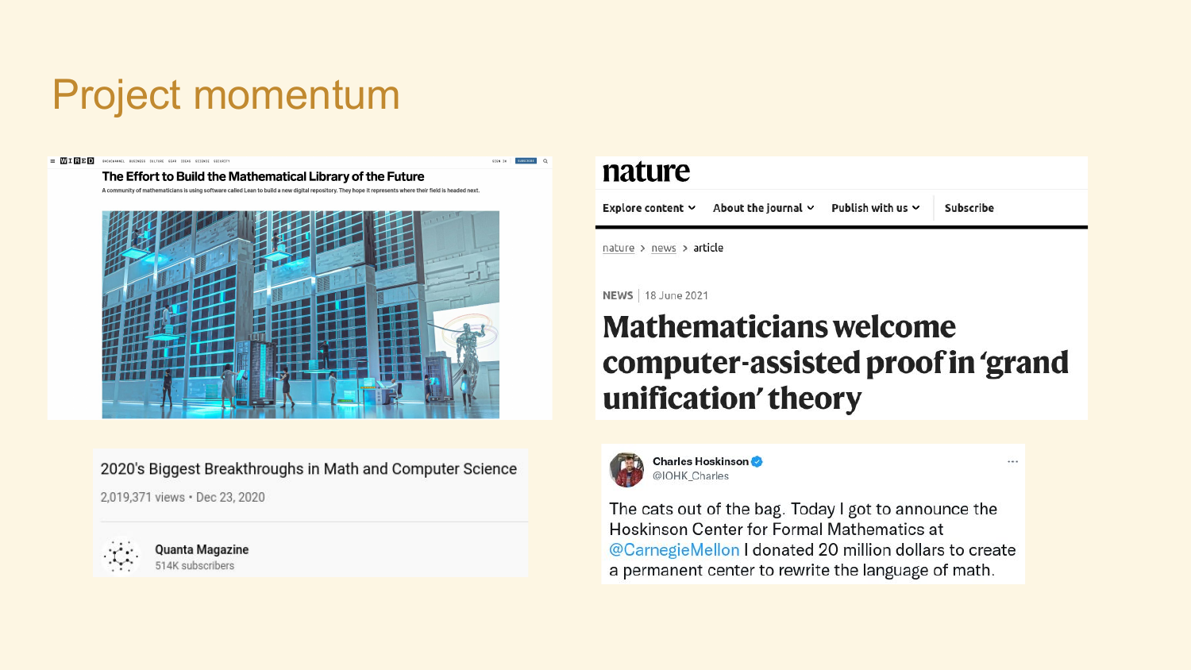# Project momentum

**WIRED**

## The Effort to Build the Mathematical Library of the Future

A community of mathematicians is using software called Lean to build a new digital repository. They hope it represents where their field is headed next.

**nature**

Explore content | About the journal | Publish with us | Subscribe

nature > news > article

NEWS | 18 June 2021

## Mathematicians welcome computer-assisted proof in ‘grand unification’ theory

2020's Biggest Breakthroughs in Math and Computer Science

2,019,371 views • Dec 23, 2020

Quanta Magazine
514K subscribers

**Charles Hoskinson**
@IOHK_Charles

The cats out of the bag. Today I got to announce the Hoskinson Center for Formal Mathematics at @CarnegieMellon I donated 20 million dollars to create a permanent center to rewrite the language of math.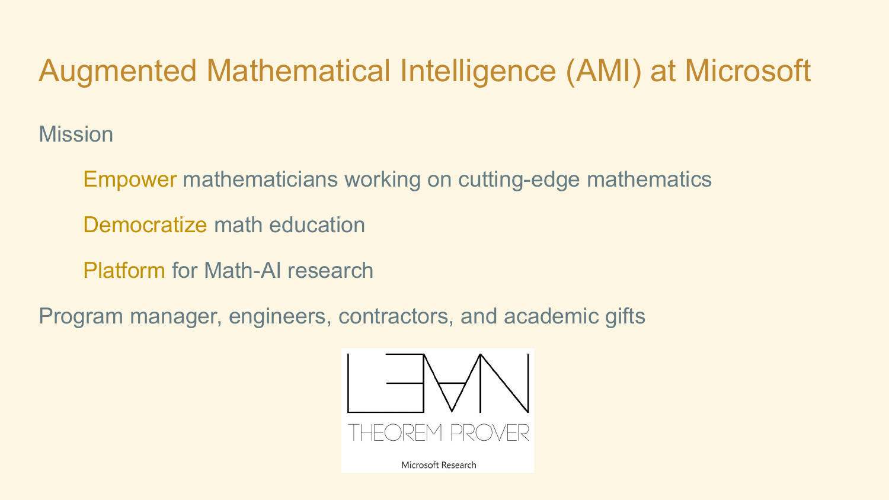# Augmented Mathematical Intelligence (AMI) at Microsoft

Mission

- **Empower** mathematicians working on cutting-edge mathematics
- **Democratize** math education
- **Platform** for Math-AI research

Program manager, engineers, contractors, and academic gifts

LEAN THEOREM PROVER

Microsoft Research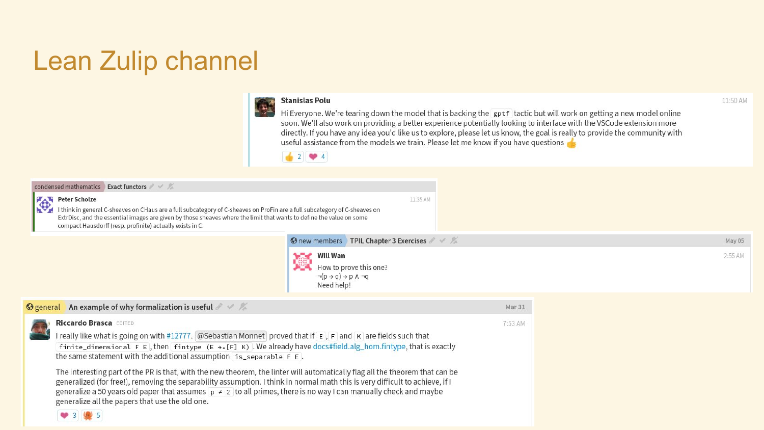# Lean Zulip channel

**Stanislas Polu** 11:50 AM

Hi Everyone. We're tearing down the model that is backing the `gptf` tactic but will work on getting a new model online soon. We'll also work on providing a better experience potentially looking to interface with the VSCode extension more directly. If you have any idea you'd like us to explore, please let us know, the goal is really to provide the community with useful assistance from the models we train. Please let me know if you have questions 👍

👍 2 ❤ 4

---

condensed mathematics > Exact functors

**Peter Scholze** 11:35 AM

I think in general C-sheaves on CHaus are a full subcategory of C-sheaves on ProFin are a full subcategory of C-sheaves on ExtrDisc, and the essential images are given by those sheaves where the limit that wants to define the value on some compact Hausdorff (resp. profinite) actually exists in C.

---

new members > TPIL Chapter 3 Exercises May 05

**Will Wan** 2:55 AM

How to prove this one?

¬(p → q) → p ∧ ¬q

Need help!

---

general > An example of why formalization is useful Mar 31

**Riccardo Brasca** EDITED 7:53 AM

I really like what is going on with #12777. @Sebastian Monnet proved that if `E`, `F` and `K` are fields such that `finite_dimensional F E`, then `fintype (E →ₐ[F] K)`. We already have docs#field.alg_hom.fintype, that is exactly the same statement with the additional assumption `is_separable F E`.

The interesting part of the PR is that, with the new theorem, the linter will automatically flag all the theorem that can be generalized (for free!), removing the separability assumption. I think in normal math this is very difficult to achieve, if I generalize a 50 years old paper that assumes `p ≠ 2` to all primes, there is no way I can manually check and maybe generalize all the papers that use the old one.

❤ 3 🐙 5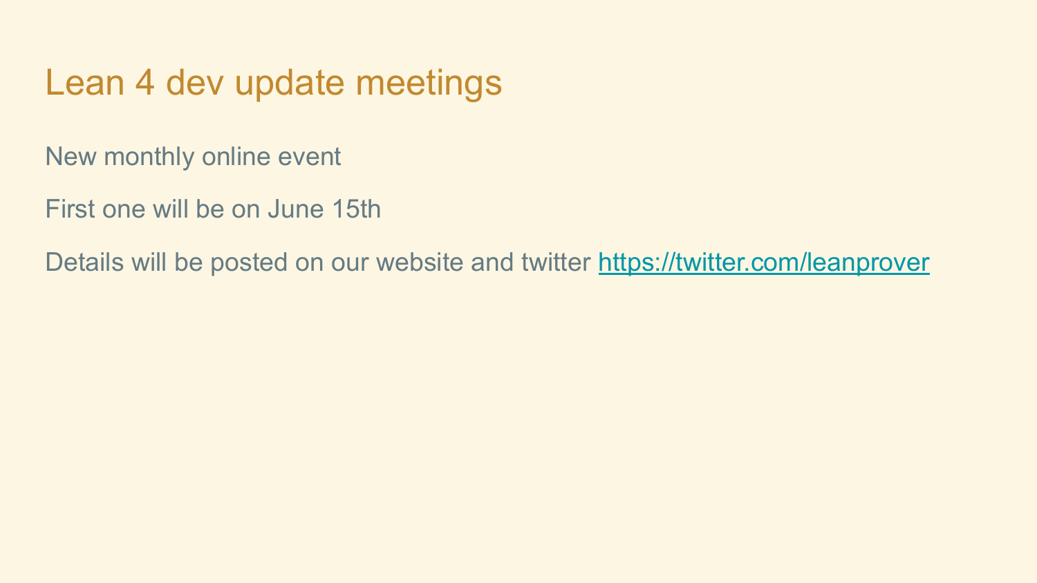# Lean 4 dev update meetings

New monthly online event

First one will be on June 15th

Details will be posted on our website and twitter https://twitter.com/leanprover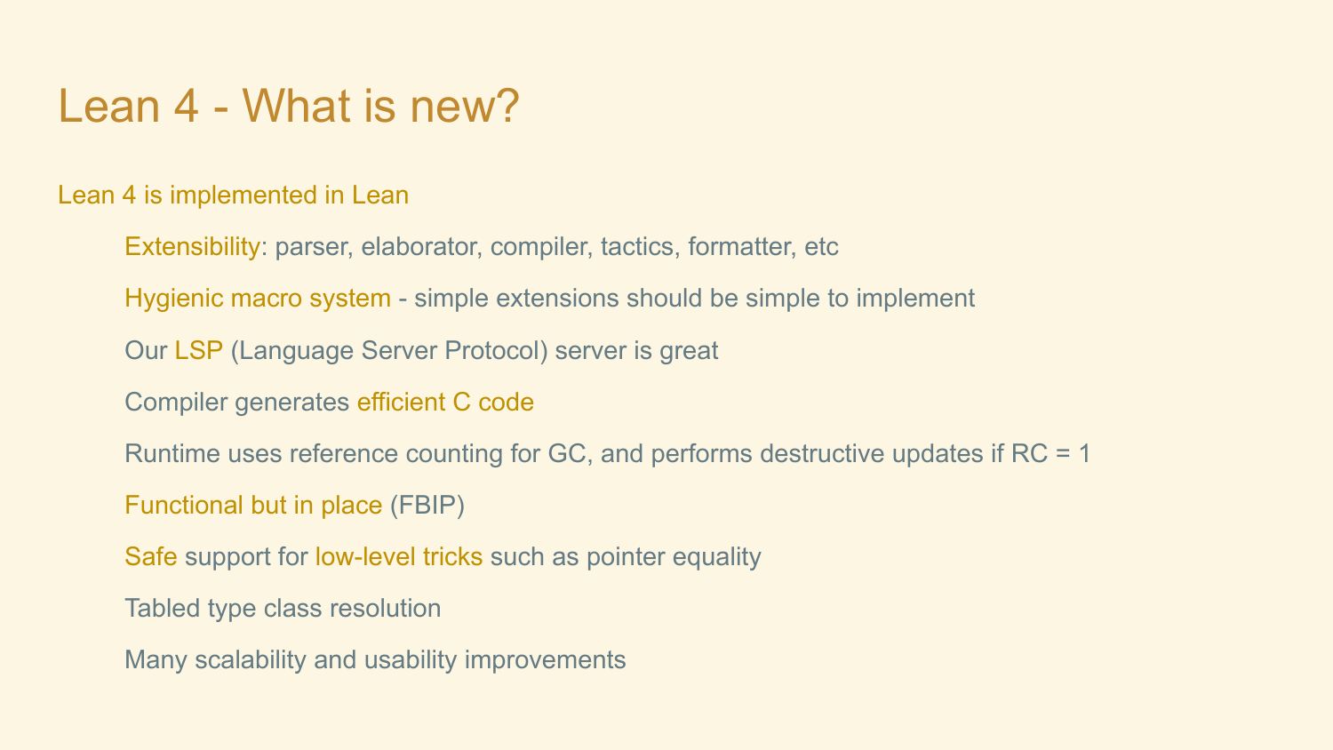# Lean 4 - What is new?

Lean 4 is implemented in Lean

- Extensibility: parser, elaborator, compiler, tactics, formatter, etc
- Hygienic macro system - simple extensions should be simple to implement
- Our LSP (Language Server Protocol) server is great
- Compiler generates efficient C code
- Runtime uses reference counting for GC, and performs destructive updates if RC = 1
- Functional but in place (FBIP)
- Safe support for low-level tricks such as pointer equality
- Tabled type class resolution
- Many scalability and usability improvements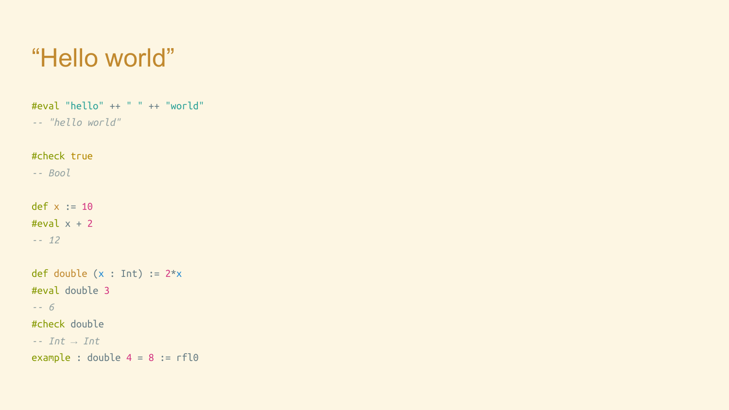# “Hello world”

```
#eval "hello" ++ " " ++ "world"
-- "hello world"

#check true
-- Bool

def x := 10
#eval x + 2
-- 12

def double (x : Int) := 2*x
#eval double 3
-- 6
#check double
-- Int → Int
example : double 4 = 8 := rfl0
```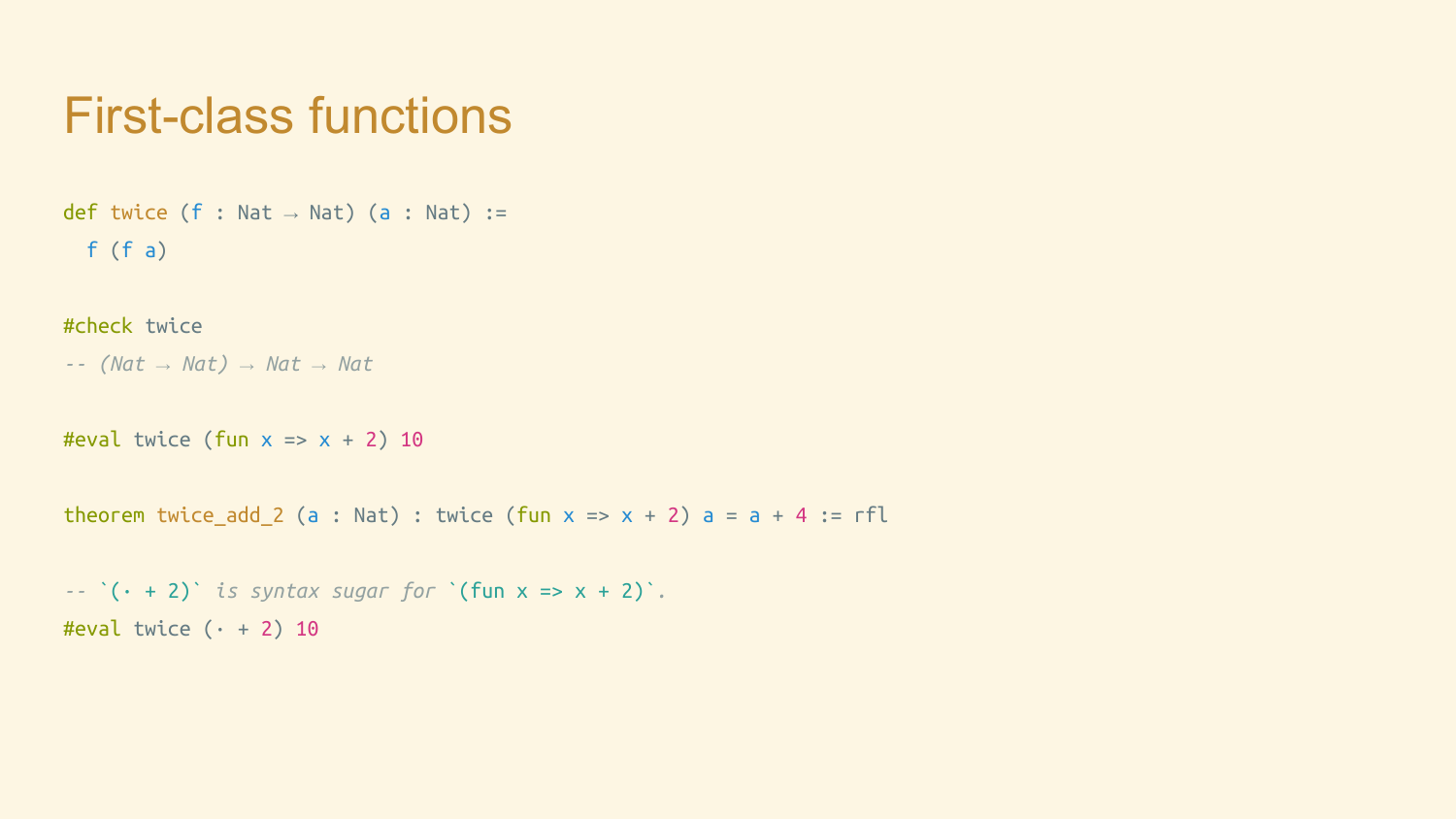# First-class functions

```
def twice (f : Nat → Nat) (a : Nat) :=
  f (f a)

#check twice
-- (Nat → Nat) → Nat → Nat

#eval twice (fun x => x + 2) 10

theorem twice_add_2 (a : Nat) : twice (fun x => x + 2) a = a + 4 := rfl

-- `(· + 2)` is syntax sugar for `(fun x => x + 2)`.
#eval twice (· + 2) 10
```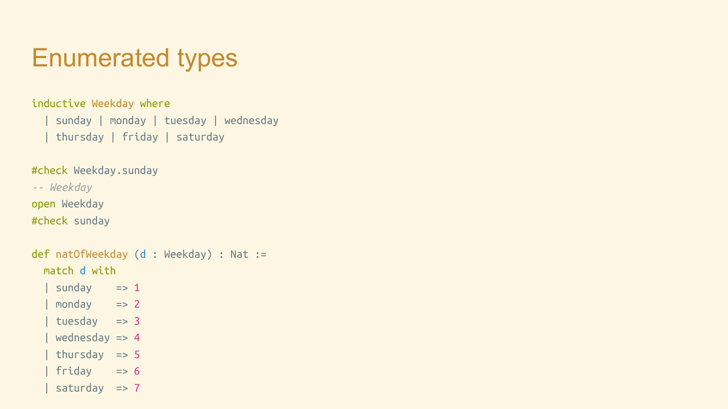# Enumerated types

```
inductive Weekday where
  | sunday | monday | tuesday | wednesday
  | thursday | friday | saturday

#check Weekday.sunday
-- Weekday
open Weekday
#check sunday

def natOfWeekday (d : Weekday) : Nat :=
  match d with
  | sunday    => 1
  | monday    => 2
  | tuesday   => 3
  | wednesday => 4
  | thursday  => 5
  | friday    => 6
  | saturday  => 7
```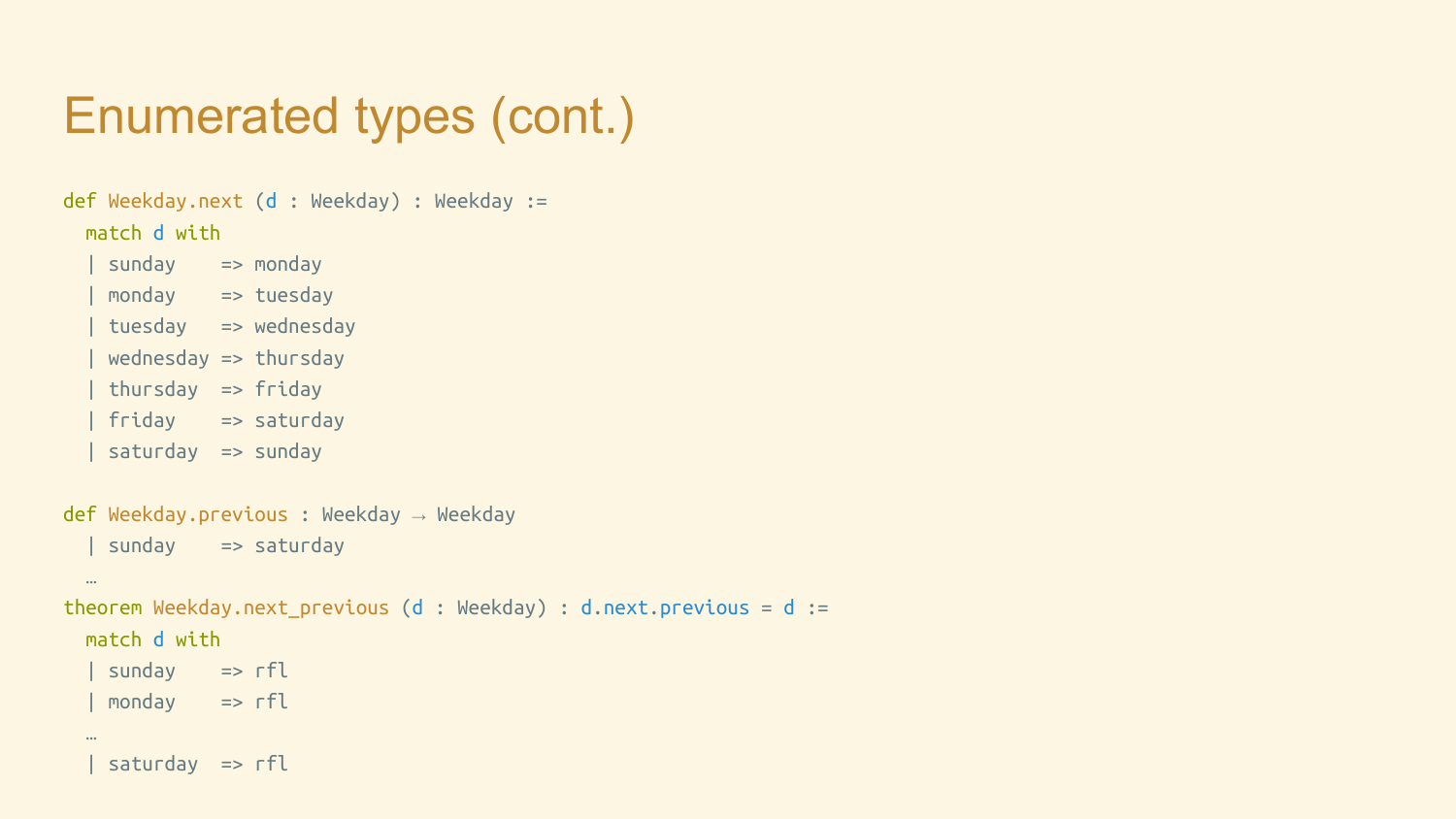# Enumerated types (cont.)

```
def Weekday.next (d : Weekday) : Weekday :=
  match d with
  | sunday    => monday
  | monday    => tuesday
  | tuesday   => wednesday
  | wednesday => thursday
  | thursday  => friday
  | friday    => saturday
  | saturday  => sunday

def Weekday.previous : Weekday → Weekday
  | sunday    => saturday
  …
theorem Weekday.next_previous (d : Weekday) : d.next.previous = d :=
  match d with
  | sunday    => rfl
  | monday    => rfl
  …
  | saturday  => rfl
```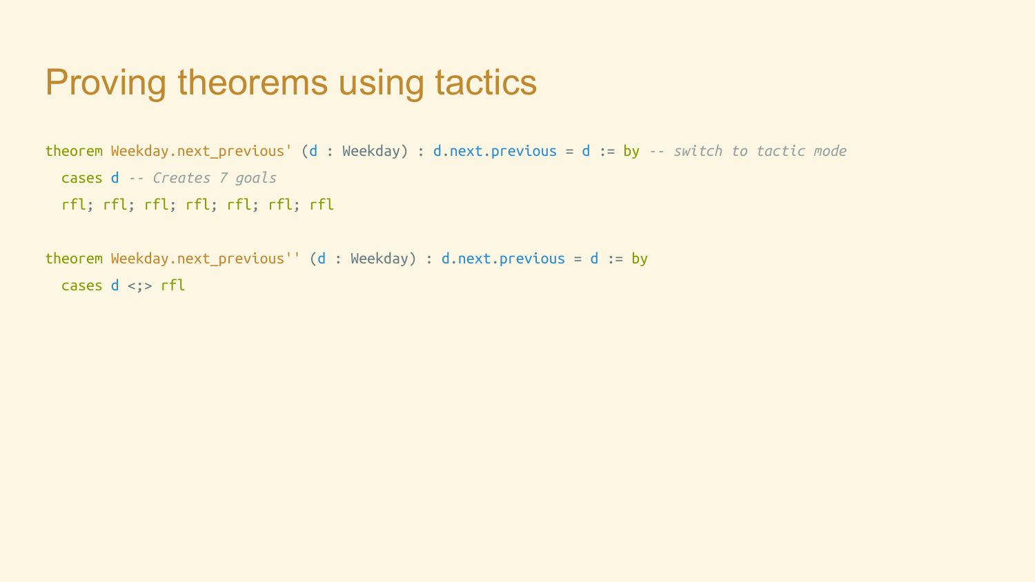# Proving theorems using tactics

```
theorem Weekday.next_previous' (d : Weekday) : d.next.previous = d := by -- switch to tactic mode
  cases d -- Creates 7 goals
  rfl; rfl; rfl; rfl; rfl; rfl; rfl

theorem Weekday.next_previous'' (d : Weekday) : d.next.previous = d := by
  cases d <;> rfl
```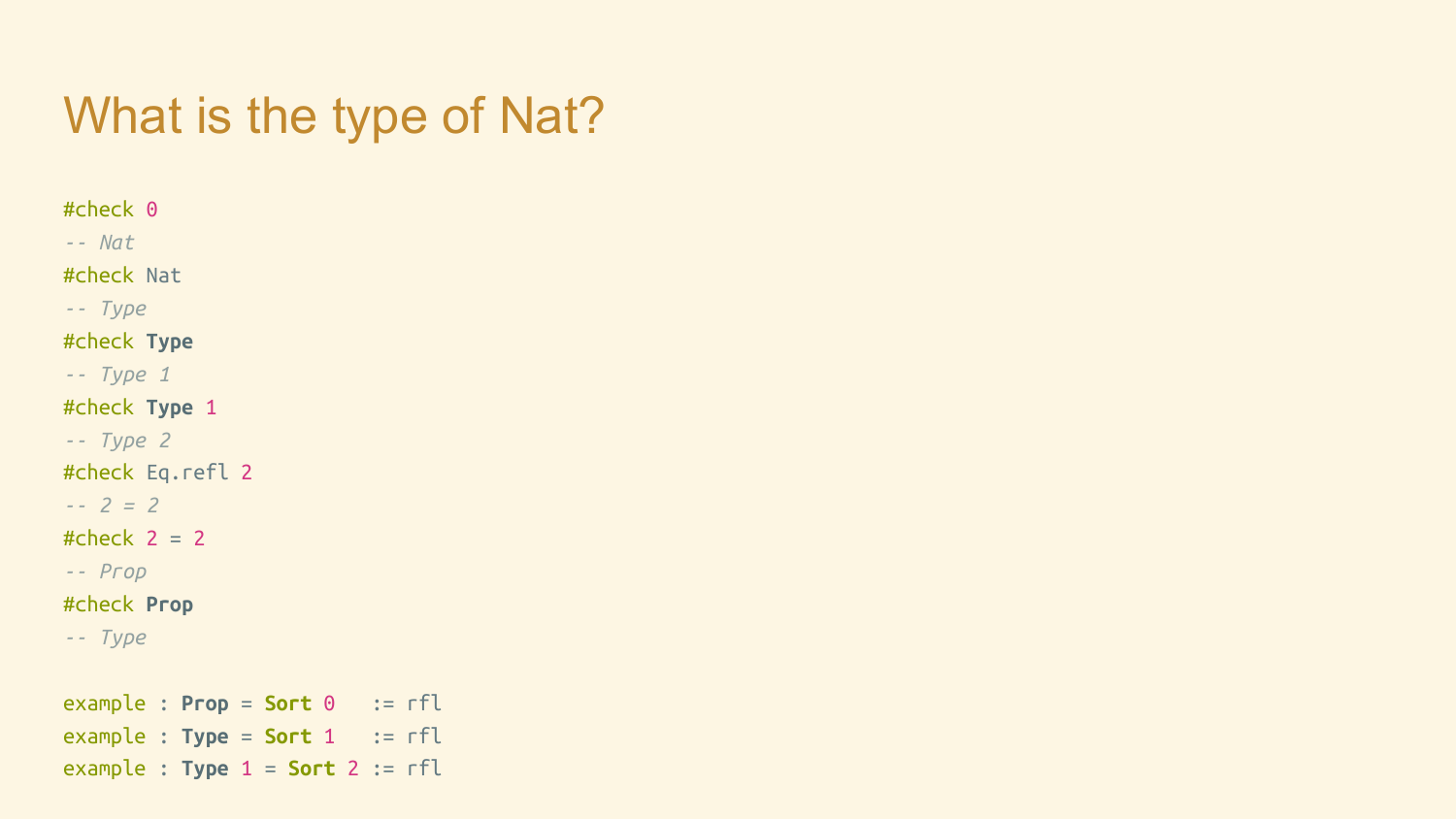# What is the type of Nat?

```
#check 0
-- Nat
#check Nat
-- Type
#check Type
-- Type 1
#check Type 1
-- Type 2
#check Eq.refl 2
-- 2 = 2
#check 2 = 2
-- Prop
#check Prop
-- Type

example : Prop = Sort 0   := rfl
example : Type = Sort 1   := rfl
example : Type 1 = Sort 2 := rfl
```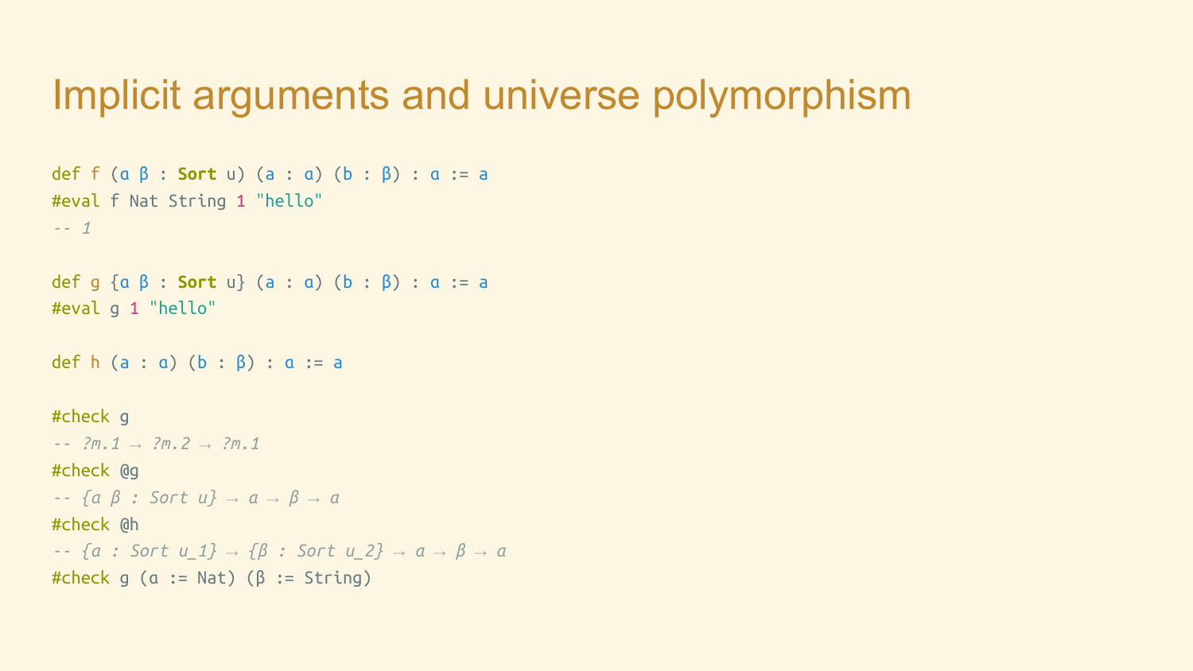# Implicit arguments and universe polymorphism

```
def f (α β : Sort u) (a : α) (b : β) : α := a
#eval f Nat String 1 "hello"
-- 1

def g {α β : Sort u} (a : α) (b : β) : α := a
#eval g 1 "hello"

def h (a : α) (b : β) : α := a

#check g
-- ?m.1 → ?m.2 → ?m.1
#check @g
-- {α β : Sort u} → α → β → α
#check @h
-- {α : Sort u_1} → {β : Sort u_2} → α → β → α
#check g (α := Nat) (β := String)
```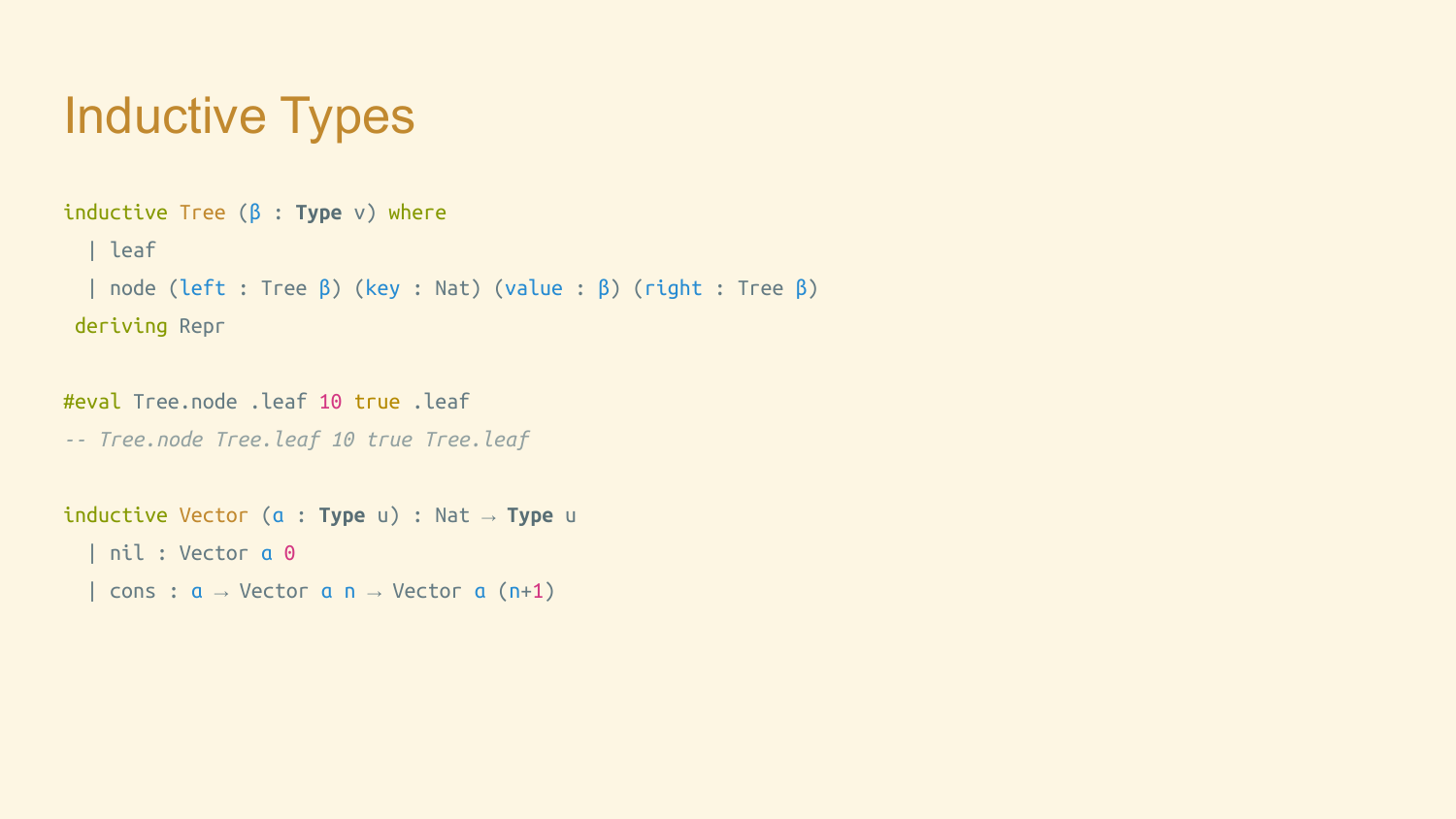# Inductive Types

```
inductive Tree (β : Type v) where
  | leaf
  | node (left : Tree β) (key : Nat) (value : β) (right : Tree β)
 deriving Repr

#eval Tree.node .leaf 10 true .leaf
-- Tree.node Tree.leaf 10 true Tree.leaf

inductive Vector (α : Type u) : Nat → Type u
  | nil : Vector α 0
  | cons : α → Vector α n → Vector α (n+1)
```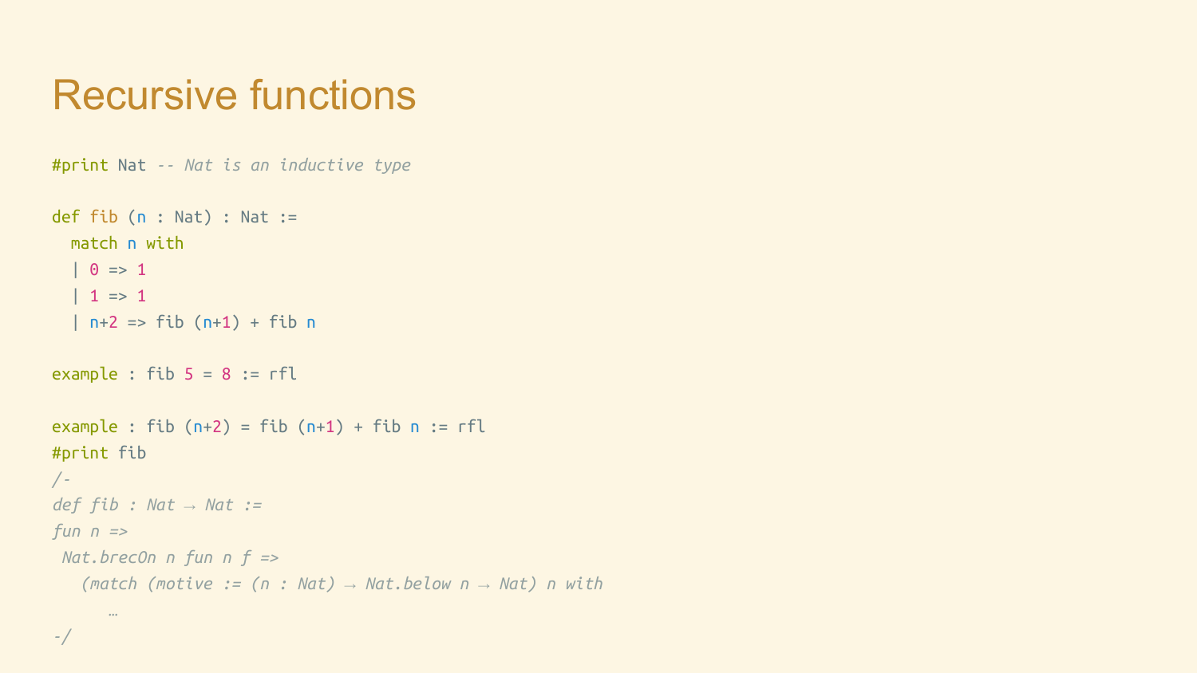# Recursive functions

```
#print Nat -- Nat is an inductive type

def fib (n : Nat) : Nat :=
  match n with
  | 0 => 1
  | 1 => 1
  | n+2 => fib (n+1) + fib n

example : fib 5 = 8 := rfl

example : fib (n+2) = fib (n+1) + fib n := rfl
#print fib
/-
def fib : Nat → Nat :=
fun n =>
 Nat.brecOn n fun n f =>
   (match (motive := (n : Nat) → Nat.below n → Nat) n with
      …
-/
```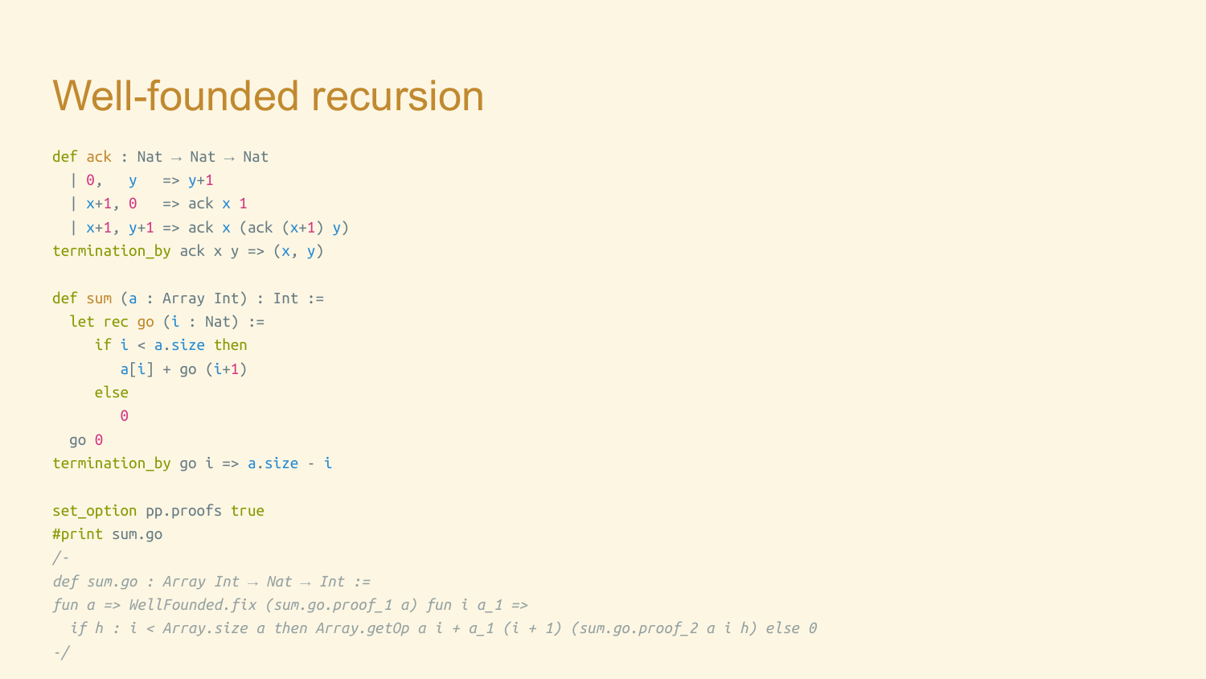# Well-founded recursion

```
def ack : Nat → Nat → Nat
  | 0,   y   => y+1
  | x+1, 0   => ack x 1
  | x+1, y+1 => ack x (ack (x+1) y)
termination_by ack x y => (x, y)

def sum (a : Array Int) : Int :=
  let rec go (i : Nat) :=
    if i < a.size then
      a[i] + go (i+1)
    else
      0
  go 0
termination_by go i => a.size - i

set_option pp.proofs true
#print sum.go
/-
def sum.go : Array Int → Nat → Int :=
fun a => WellFounded.fix (sum.go.proof_1 a) fun i a_1 =>
  if h : i < Array.size a then Array.getOp a i + a_1 (i + 1) (sum.go.proof_2 a i h) else 0
-/
```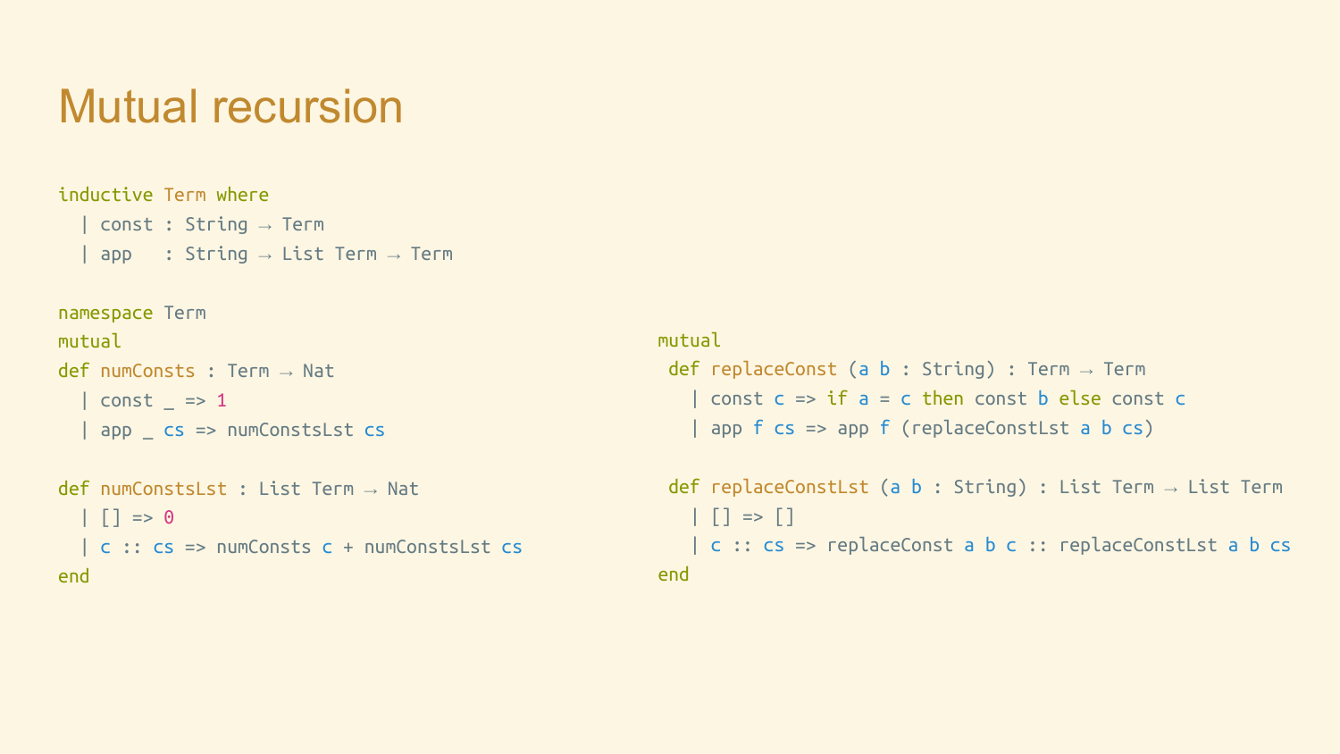# Mutual recursion

```
inductive Term where
  | const : String → Term
  | app   : String → List Term → Term

namespace Term
mutual
def numConsts : Term → Nat
  | const _ => 1
  | app _ cs => numConstsLst cs

def numConstsLst : List Term → Nat
  | [] => 0
  | c :: cs => numConsts c + numConstsLst cs
end
```

```
mutual
 def replaceConst (a b : String) : Term → Term
   | const c => if a = c then const b else const c
   | app f cs => app f (replaceConstLst a b cs)

 def replaceConstLst (a b : String) : List Term → List Term
   | [] => []
   | c :: cs => replaceConst a b c :: replaceConstLst a b cs
end
```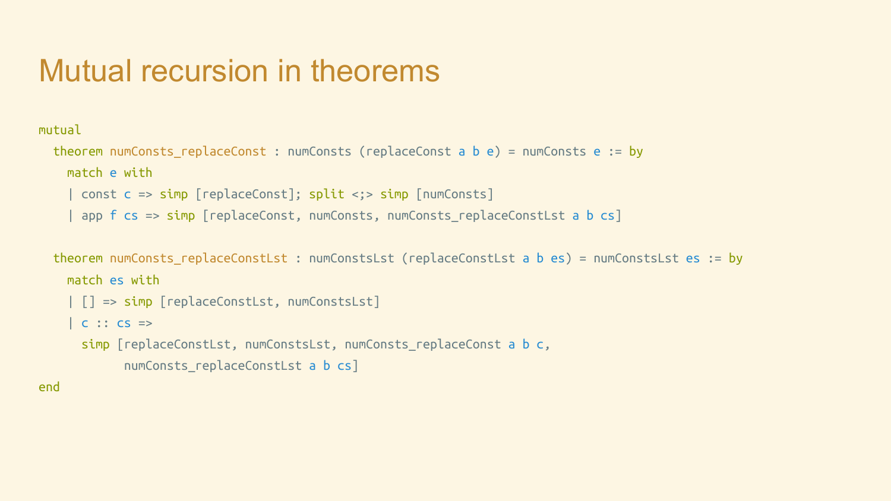# Mutual recursion in theorems

```
mutual
  theorem numConsts_replaceConst : numConsts (replaceConst a b e) = numConsts e := by
    match e with
    | const c => simp [replaceConst]; split <;> simp [numConsts]
    | app f cs => simp [replaceConst, numConsts, numConsts_replaceConstLst a b cs]

  theorem numConsts_replaceConstLst : numConstsLst (replaceConstLst a b es) = numConstsLst es := by
    match es with
    | [] => simp [replaceConstLst, numConstsLst]
    | c :: cs =>
      simp [replaceConstLst, numConstsLst, numConsts_replaceConst a b c,
            numConsts_replaceConstLst a b cs]
end
```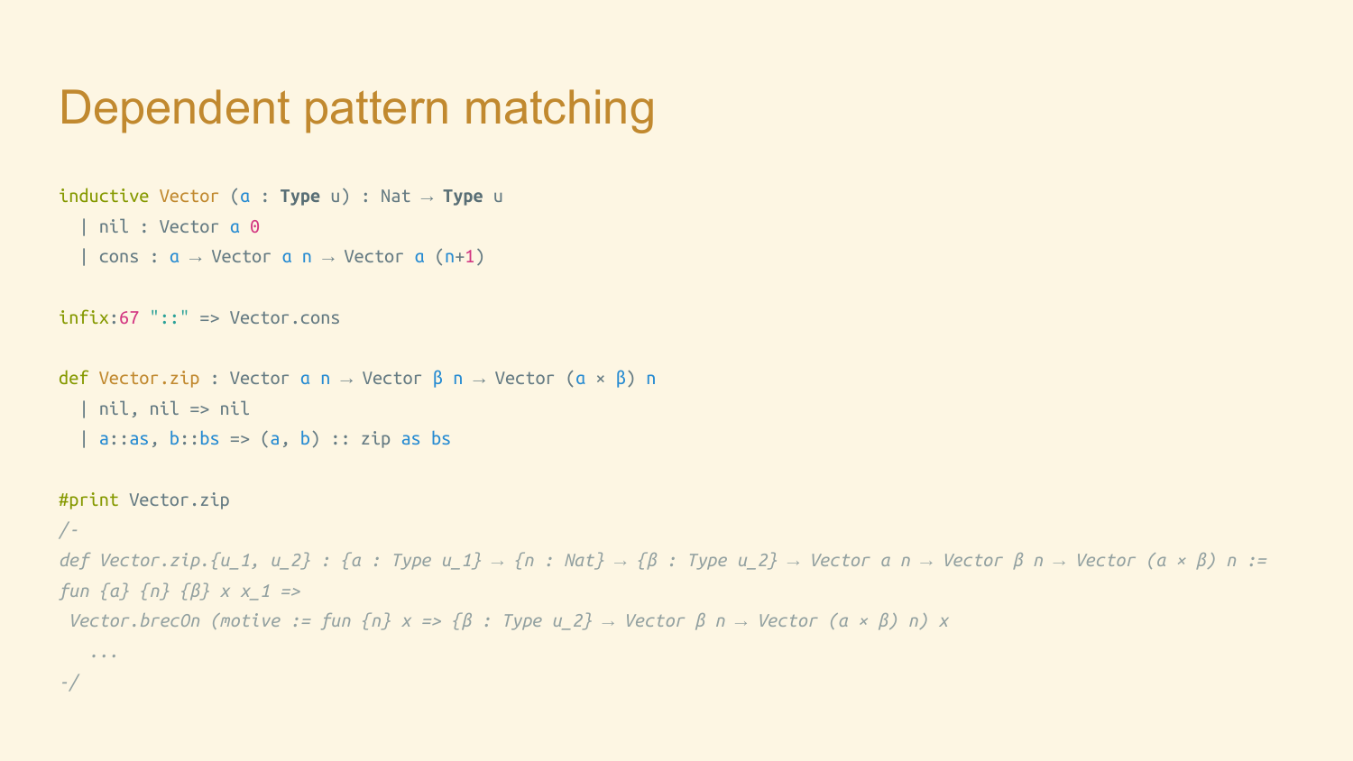# Dependent pattern matching

```
inductive Vector (α : Type u) : Nat → Type u
  | nil : Vector α 0
  | cons : α → Vector α n → Vector α (n+1)

infix:67 "::" => Vector.cons

def Vector.zip : Vector α n → Vector β n → Vector (α × β) n
  | nil, nil => nil
  | a::as, b::bs => (a, b) :: zip as bs

#print Vector.zip
/-
def Vector.zip.{u_1, u_2} : {α : Type u_1} → {n : Nat} → {β : Type u_2} → Vector α n → Vector β n → Vector (α × β) n :=
fun {α} {n} {β} x x_1 =>
 Vector.brecOn (motive := fun {n} x => {β : Type u_2} → Vector β n → Vector (α × β) n) x
   ...
-/
```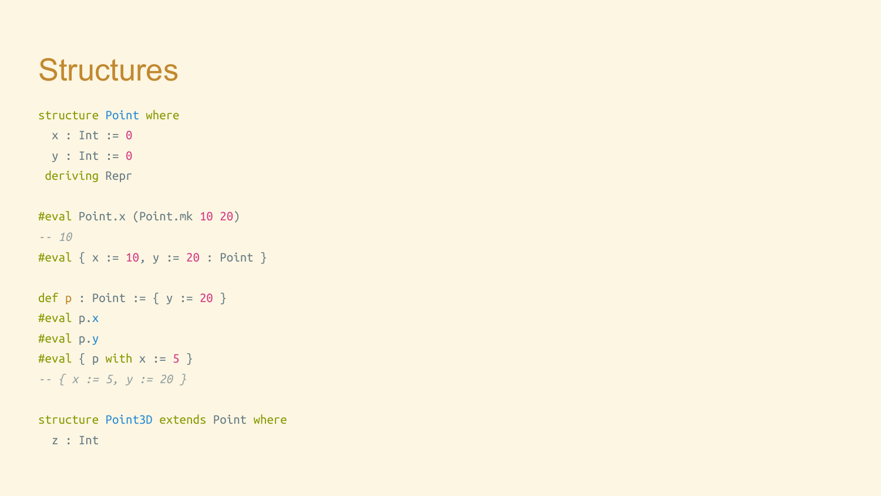# Structures

```
structure Point where
  x : Int := 0
  y : Int := 0
 deriving Repr

#eval Point.x (Point.mk 10 20)
-- 10
#eval { x := 10, y := 20 : Point }

def p : Point := { y := 20 }
#eval p.x
#eval p.y
#eval { p with x := 5 }
-- { x := 5, y := 20 }

structure Point3D extends Point where
  z : Int
```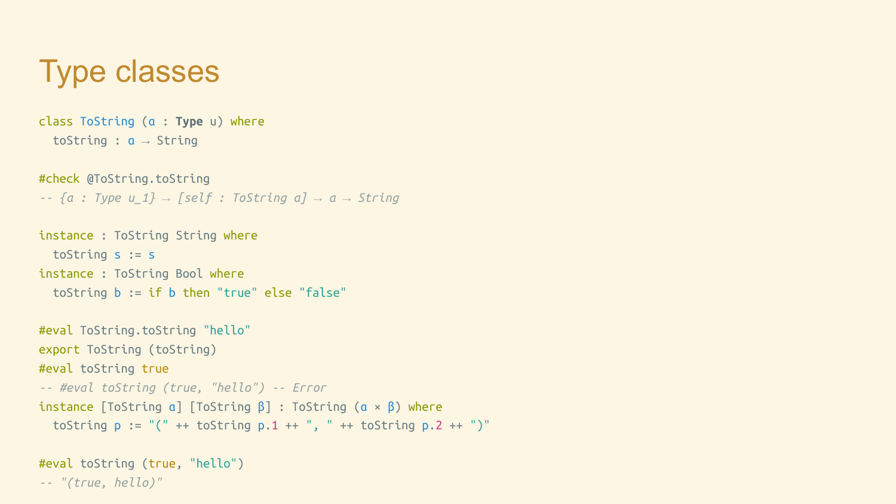# Type classes

```
class ToString (α : Type u) where
  toString : α → String

#check @ToString.toString
-- {α : Type u_1} → [self : ToString α] → α → String

instance : ToString String where
  toString s := s
instance : ToString Bool where
  toString b := if b then "true" else "false"

#eval ToString.toString "hello"
export ToString (toString)
#eval toString true
-- #eval toString (true, "hello") -- Error
instance [ToString α] [ToString β] : ToString (α × β) where
  toString p := "(" ++ toString p.1 ++ ", " ++ toString p.2 ++ ")"

#eval toString (true, "hello")
-- "(true, hello)"
```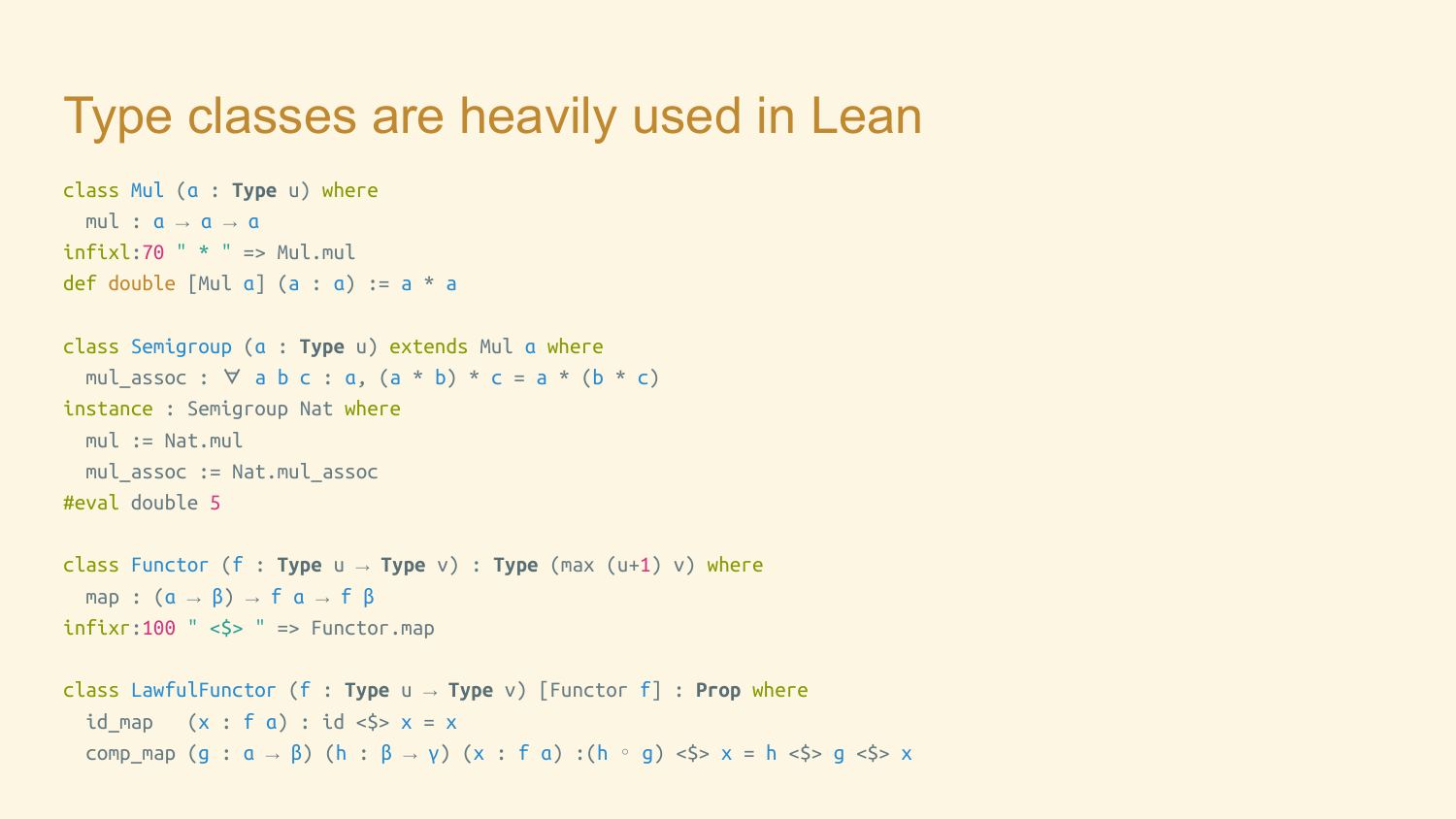# Type classes are heavily used in Lean

```
class Mul (α : Type u) where
  mul : α → α → α
infixl:70 " * " => Mul.mul
def double [Mul α] (a : α) := a * a

class Semigroup (α : Type u) extends Mul α where
  mul_assoc : ∀ a b c : α, (a * b) * c = a * (b * c)
instance : Semigroup Nat where
  mul := Nat.mul
  mul_assoc := Nat.mul_assoc
#eval double 5

class Functor (f : Type u → Type v) : Type (max (u+1) v) where
  map : (α → β) → f α → f β
infixr:100 " <$> " => Functor.map

class LawfulFunctor (f : Type u → Type v) [Functor f] : Prop where
  id_map   (x : f α) : id <$> x = x
  comp_map (g : α → β) (h : β → γ) (x : f α) :(h ∘ g) <$> x = h <$> g <$> x
```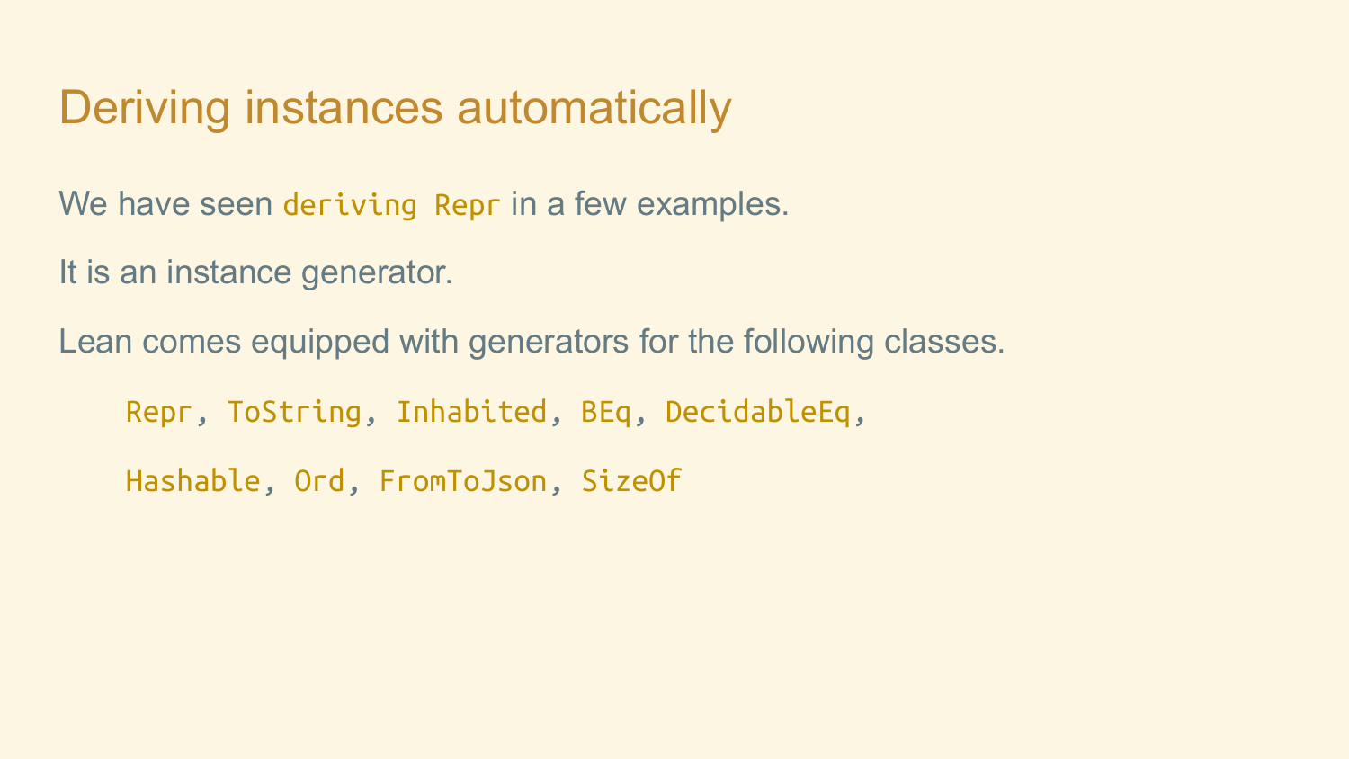# Deriving instances automatically

We have seen `deriving Repr` in a few examples.

It is an instance generator.

Lean comes equipped with generators for the following classes.

```
Repr, ToString, Inhabited, BEq, DecidableEq,

Hashable, Ord, FromToJson, SizeOf
```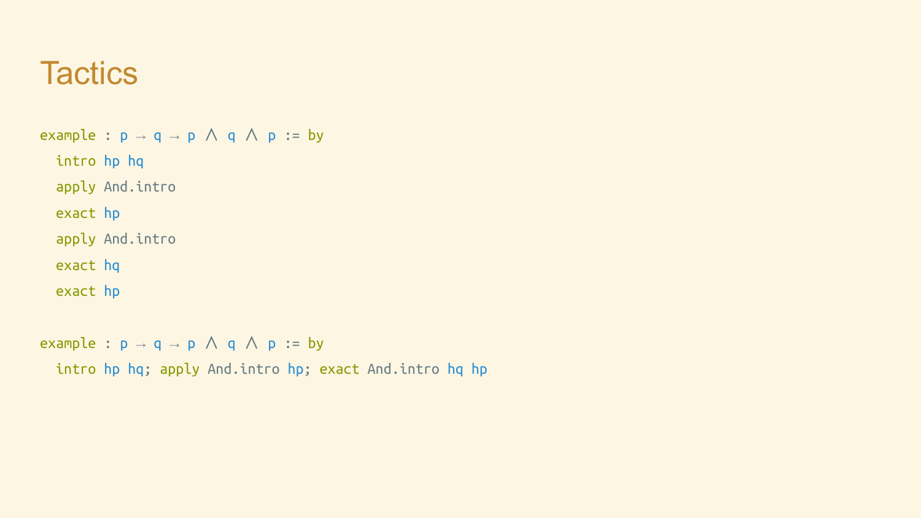# Tactics

```
example : p → q → p ∧ q ∧ p := by
  intro hp hq
  apply And.intro
  exact hp
  apply And.intro
  exact hq
  exact hp

example : p → q → p ∧ q ∧ p := by
  intro hp hq; apply And.intro hp; exact And.intro hq hp
```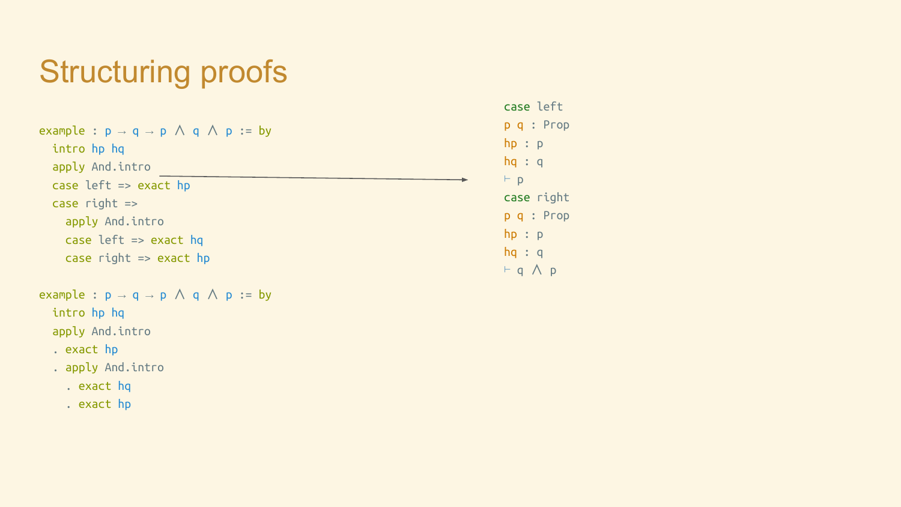# Structuring proofs

```
example : p → q → p ∧ q ∧ p := by
  intro hp hq
  apply And.intro
  case left => exact hp
  case right =>
    apply And.intro
    case left => exact hq
    case right => exact hp
```

```
case left
p q : Prop
hp : p
hq : q
⊢ p
case right
p q : Prop
hp : p
hq : q
⊢ q ∧ p
```

```
example : p → q → p ∧ q ∧ p := by
  intro hp hq
  apply And.intro
  . exact hp
  . apply And.intro
    . exact hq
    . exact hp
```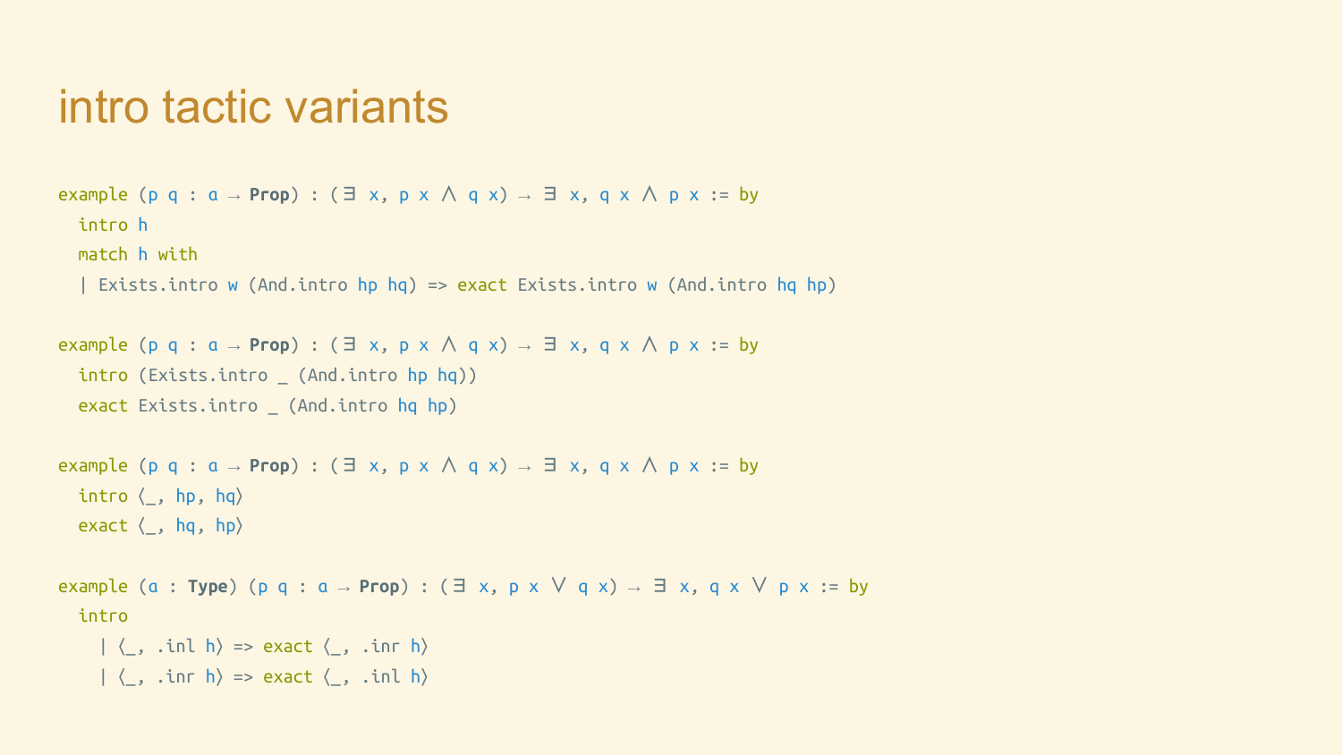# intro tactic variants

```
example (p q : α → Prop) : (∃ x, p x ∧ q x) → ∃ x, q x ∧ p x := by
  intro h
  match h with
  | Exists.intro w (And.intro hp hq) => exact Exists.intro w (And.intro hq hp)

example (p q : α → Prop) : (∃ x, p x ∧ q x) → ∃ x, q x ∧ p x := by
  intro (Exists.intro _ (And.intro hp hq))
  exact Exists.intro _ (And.intro hq hp)

example (p q : α → Prop) : (∃ x, p x ∧ q x) → ∃ x, q x ∧ p x := by
  intro ⟨_, hp, hq⟩
  exact ⟨_, hq, hp⟩

example (α : Type) (p q : α → Prop) : (∃ x, p x ∨ q x) → ∃ x, q x ∨ p x := by
  intro
    | ⟨_, .inl h⟩ => exact ⟨_, .inr h⟩
    | ⟨_, .inr h⟩ => exact ⟨_, .inl h⟩
```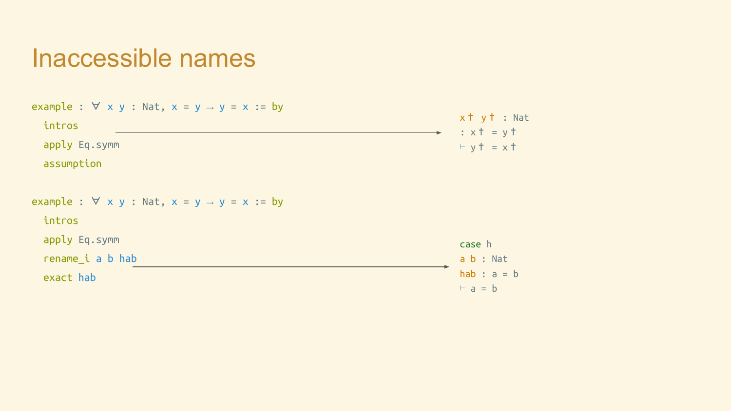# Inaccessible names

```
example : ∀ x y : Nat, x = y → y = x := by
  intros
  apply Eq.symm
  assumption
```

```
x✝ y✝ : Nat
: x✝ = y✝
⊢ y✝ = x✝
```

```
example : ∀ x y : Nat, x = y → y = x := by
  intros
  apply Eq.symm
  rename_i a b hab
  exact hab
```

```
case h
a b : Nat
hab : a = b
⊢ a = b
```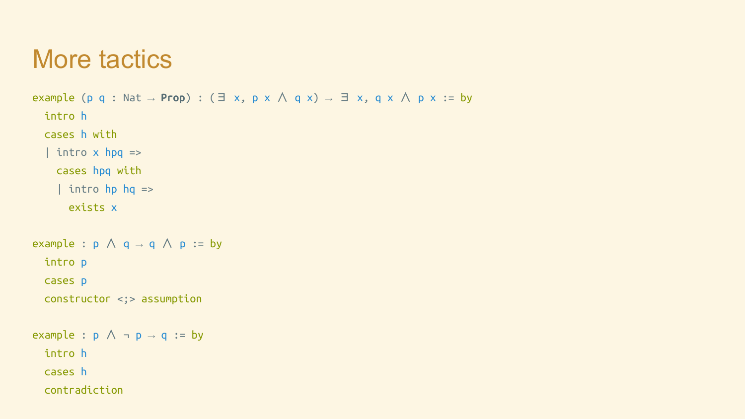# More tactics

```
example (p q : Nat → Prop) : (∃ x, p x ∧ q x) → ∃ x, q x ∧ p x := by
  intro h
  cases h with
  | intro x hpq =>
    cases hpq with
    | intro hp hq =>
      exists x

example : p ∧ q → q ∧ p := by
  intro p
  cases p
  constructor <;> assumption

example : p ∧ ¬ p → q := by
  intro h
  cases h
  contradiction
```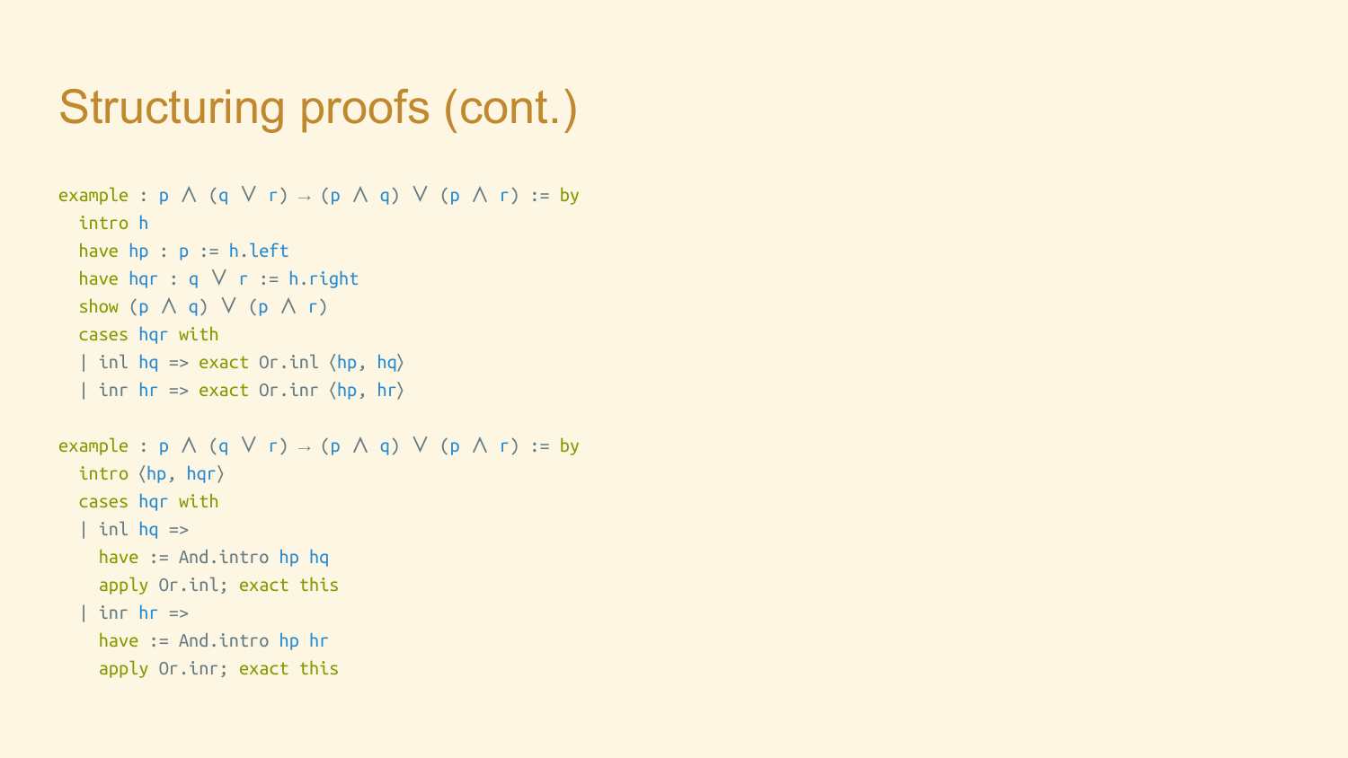# Structuring proofs (cont.)

```
example : p ∧ (q ∨ r) → (p ∧ q) ∨ (p ∧ r) := by
  intro h
  have hp : p := h.left
  have hqr : q ∨ r := h.right
  show (p ∧ q) ∨ (p ∧ r)
  cases hqr with
  | inl hq => exact Or.inl ⟨hp, hq⟩
  | inr hr => exact Or.inr ⟨hp, hr⟩

example : p ∧ (q ∨ r) → (p ∧ q) ∨ (p ∧ r) := by
  intro ⟨hp, hqr⟩
  cases hqr with
  | inl hq =>
    have := And.intro hp hq
    apply Or.inl; exact this
  | inr hr =>
    have := And.intro hp hr
    apply Or.inr; exact this
```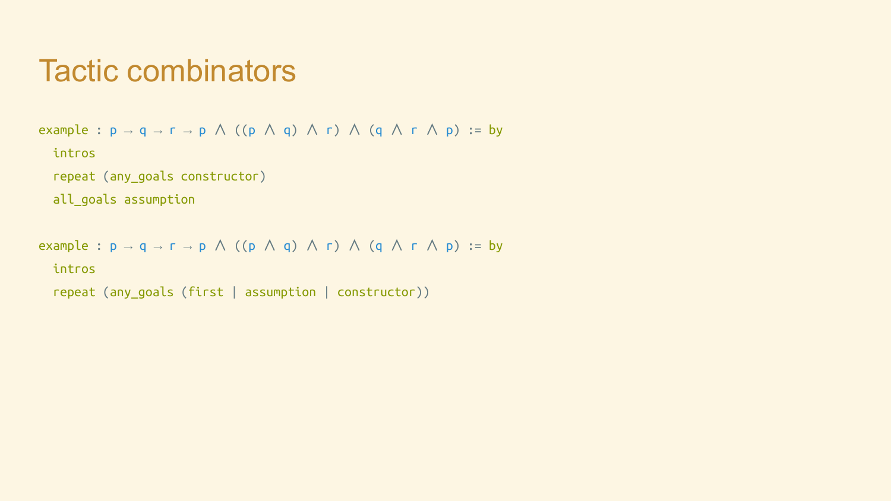# Tactic combinators

```
example : p → q → r → p ∧ ((p ∧ q) ∧ r) ∧ (q ∧ r ∧ p) := by
  intros
  repeat (any_goals constructor)
  all_goals assumption

example : p → q → r → p ∧ ((p ∧ q) ∧ r) ∧ (q ∧ r ∧ p) := by
  intros
  repeat (any_goals (first | assumption | constructor))
```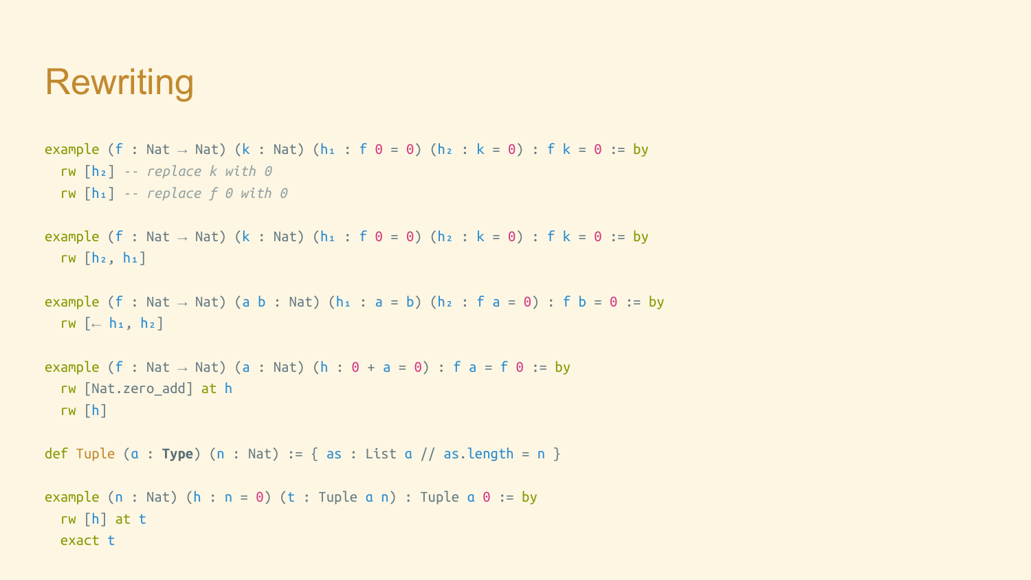# Rewriting

```
example (f : Nat → Nat) (k : Nat) (h₁ : f 0 = 0) (h₂ : k = 0) : f k = 0 := by
  rw [h₂] -- replace k with 0
  rw [h₁] -- replace f 0 with 0

example (f : Nat → Nat) (k : Nat) (h₁ : f 0 = 0) (h₂ : k = 0) : f k = 0 := by
  rw [h₂, h₁]

example (f : Nat → Nat) (a b : Nat) (h₁ : a = b) (h₂ : f a = 0) : f b = 0 := by
  rw [← h₁, h₂]

example (f : Nat → Nat) (a : Nat) (h : 0 + a = 0) : f a = f 0 := by
  rw [Nat.zero_add] at h
  rw [h]

def Tuple (α : Type) (n : Nat) := { as : List α // as.length = n }

example (n : Nat) (h : n = 0) (t : Tuple α n) : Tuple α 0 := by
  rw [h] at t
  exact t
```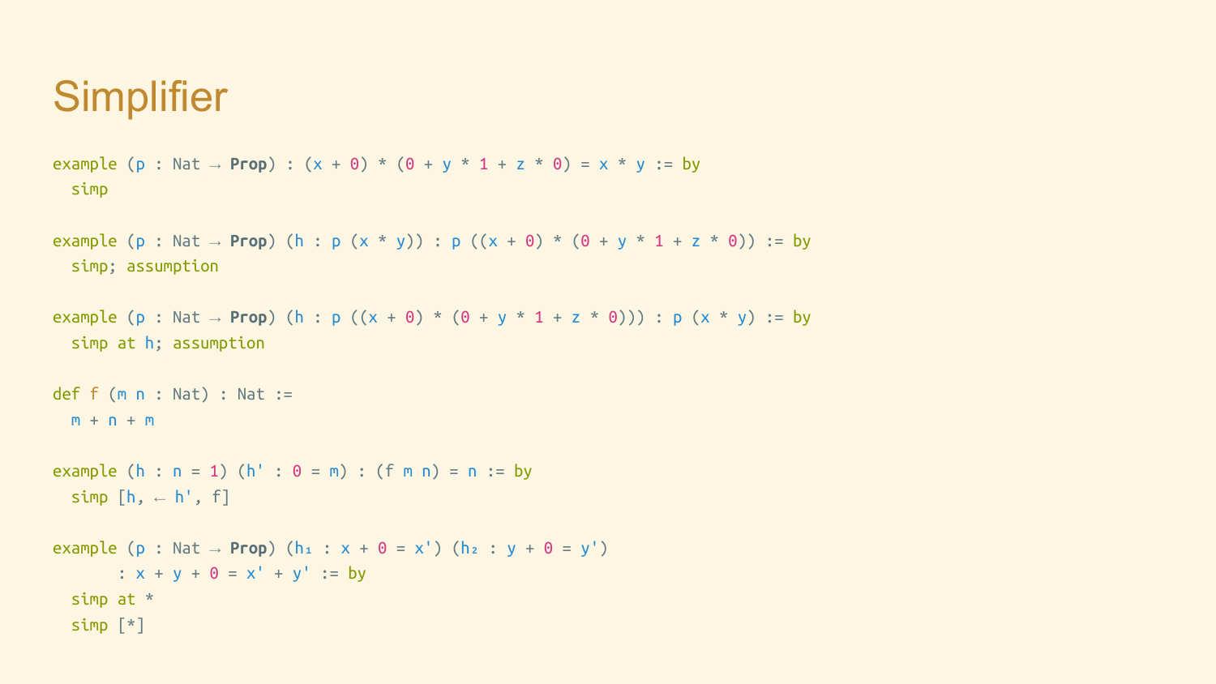# Simplifier

```
example (p : Nat → Prop) : (x + 0) * (0 + y * 1 + z * 0) = x * y := by
  simp

example (p : Nat → Prop) (h : p (x * y)) : p ((x + 0) * (0 + y * 1 + z * 0)) := by
  simp; assumption

example (p : Nat → Prop) (h : p ((x + 0) * (0 + y * 1 + z * 0))) : p (x * y) := by
  simp at h; assumption

def f (m n : Nat) : Nat :=
  m + n + m

example (h : n = 1) (h' : 0 = m) : (f m n) = n := by
  simp [h, ← h', f]

example (p : Nat → Prop) (h₁ : x + 0 = x') (h₂ : y + 0 = y')
      : x + y + 0 = x' + y' := by
  simp at *
  simp [*]
```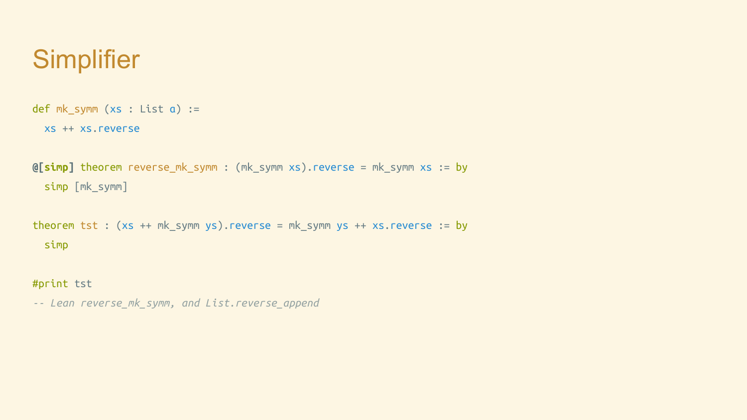# Simplifier

```
def mk_symm (xs : List α) :=
  xs ++ xs.reverse

@[simp] theorem reverse_mk_symm : (mk_symm xs).reverse = mk_symm xs := by
  simp [mk_symm]

theorem tst : (xs ++ mk_symm ys).reverse = mk_symm ys ++ xs.reverse := by
  simp

#print tst
-- Lean reverse_mk_symm, and List.reverse_append
```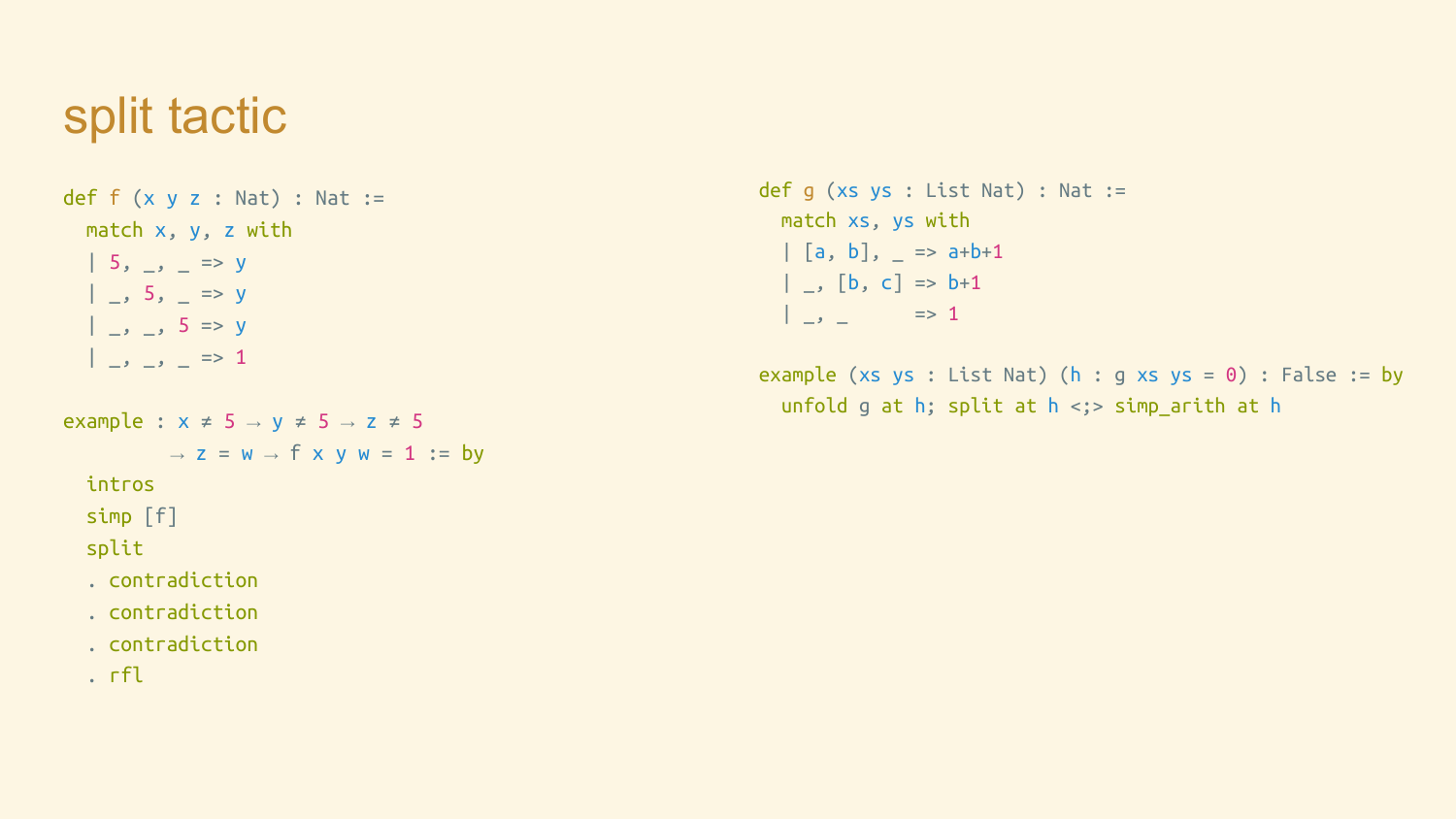# split tactic

```
def f (x y z : Nat) : Nat :=
  match x, y, z with
  | 5, _, _ => y
  | _, 5, _ => y
  | _, _, 5 => y
  | _, _, _ => 1

example : x ≠ 5 → y ≠ 5 → z ≠ 5
        → z = w → f x y w = 1 := by
  intros
  simp [f]
  split
  . contradiction
  . contradiction
  . contradiction
  . rfl
```

```
def g (xs ys : List Nat) : Nat :=
  match xs, ys with
  | [a, b], _ => a+b+1
  | _, [b, c] => b+1
  | _, _      => 1

example (xs ys : List Nat) (h : g xs ys = 0) : False := by
  unfold g at h; split at h <;> simp_arith at h
```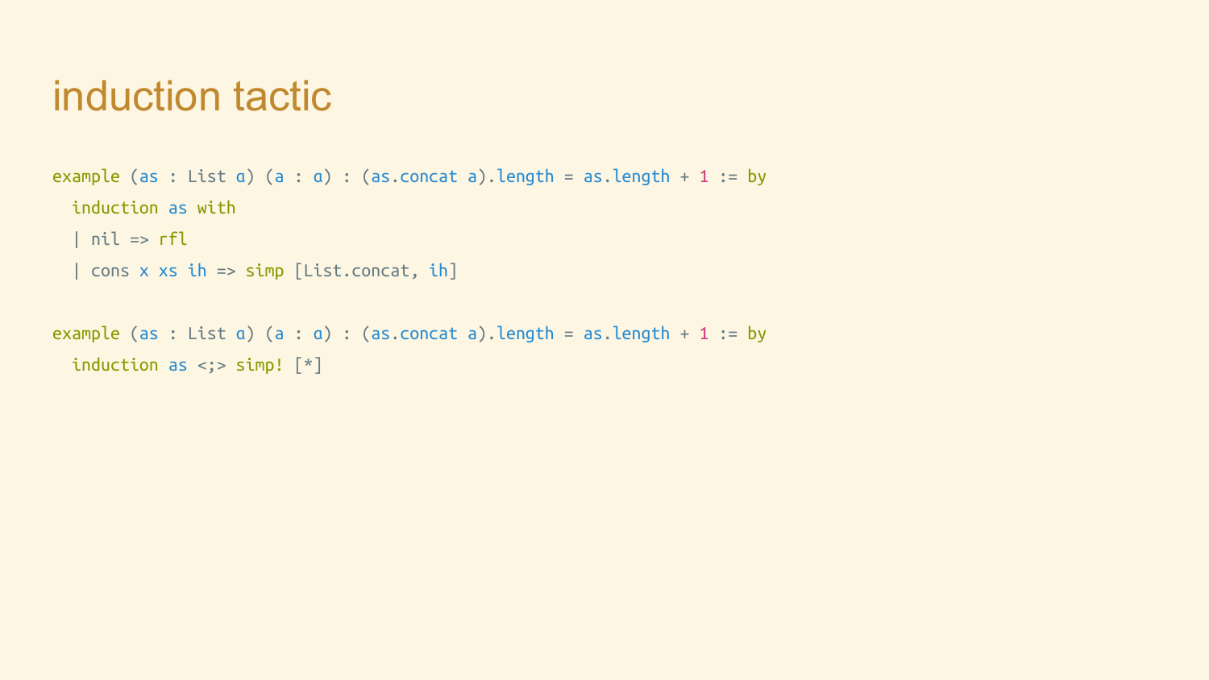# induction tactic

```
example (as : List α) (a : α) : (as.concat a).length = as.length + 1 := by
  induction as with
  | nil => rfl
  | cons x xs ih => simp [List.concat, ih]

example (as : List α) (a : α) : (as.concat a).length = as.length + 1 := by
  induction as <;> simp! [*]
```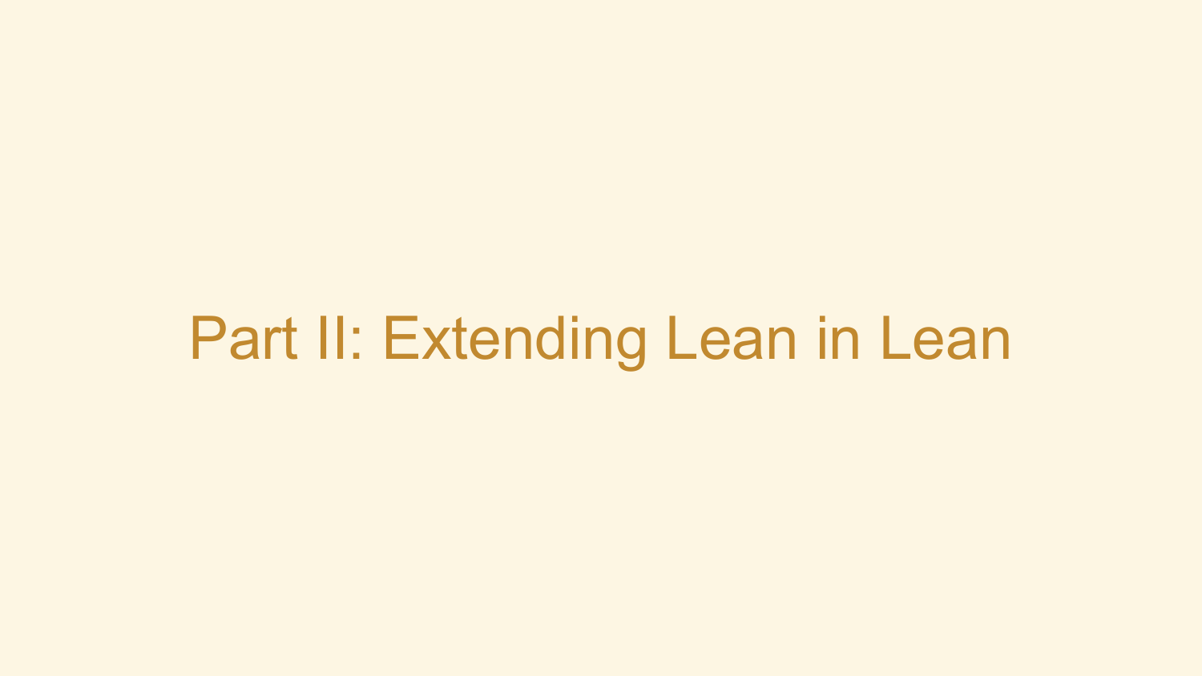# Part II: Extending Lean in Lean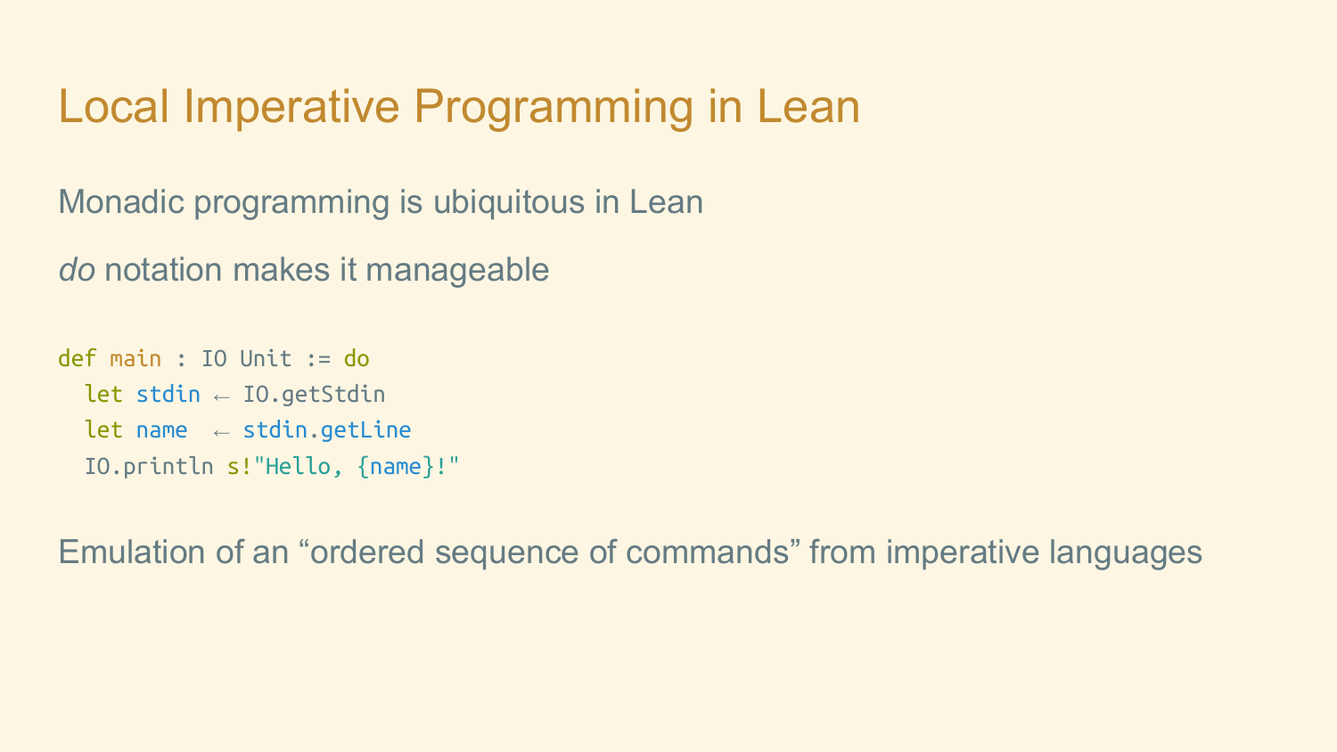# Local Imperative Programming in Lean

Monadic programming is ubiquitous in Lean

*do* notation makes it manageable

```
def main : IO Unit := do
  let stdin ← IO.getStdin
  let name  ← stdin.getLine
  IO.println s!"Hello, {name}!"
```

Emulation of an “ordered sequence of commands” from imperative languages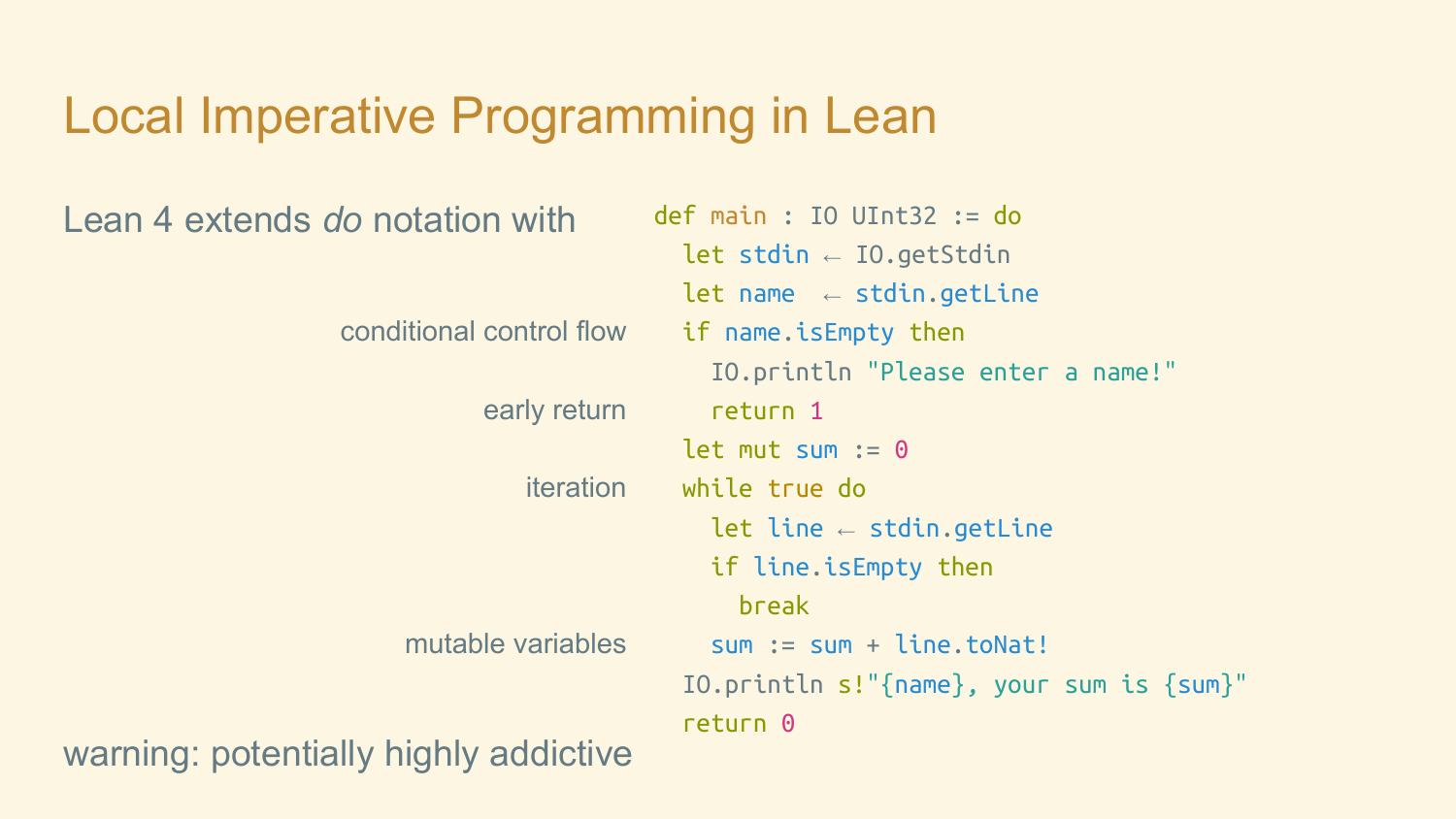# Local Imperative Programming in Lean

Lean 4 extends *do* notation with

- conditional control flow
- early return
- iteration
- mutable variables

```
def main : IO UInt32 := do
  let stdin ← IO.getStdin
  let name  ← stdin.getLine
  if name.isEmpty then
    IO.println "Please enter a name!"
    return 1
  let mut sum := 0
  while true do
    let line ← stdin.getLine
    if line.isEmpty then
      break
    sum := sum + line.toNat!
  IO.println s!"{name}, your sum is {sum}"
  return 0
```

warning: potentially highly addictive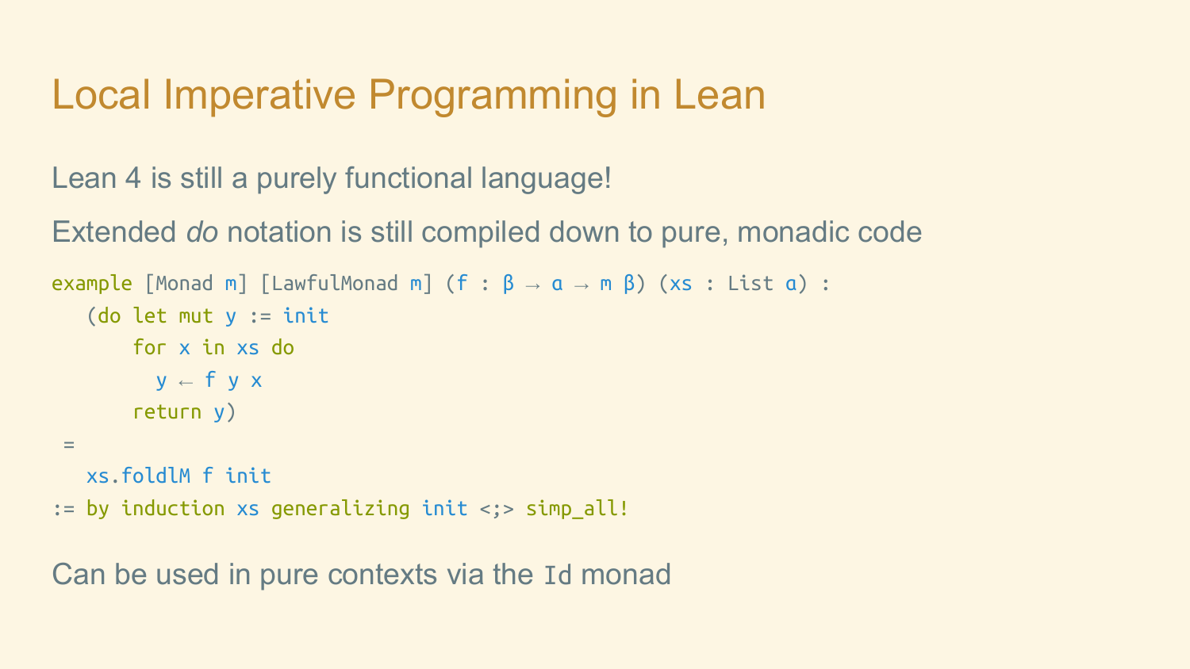# Local Imperative Programming in Lean

Lean 4 is still a purely functional language!

Extended *do* notation is still compiled down to pure, monadic code

```
example [Monad m] [LawfulMonad m] (f : β → α → m β) (xs : List α) :
   (do let mut y := init
       for x in xs do
         y ← f y x
       return y)
 =
   xs.foldlM f init
:= by induction xs generalizing init <;> simp_all!
```

Can be used in pure contexts via the `Id` monad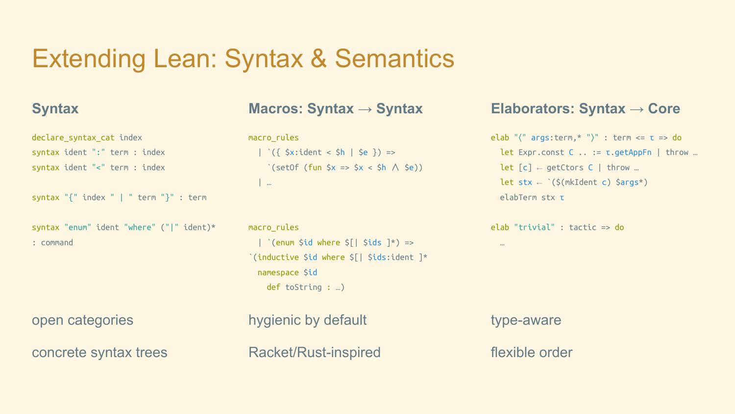# Extending Lean: Syntax & Semantics

## Syntax

```
declare_syntax_cat index
syntax ident ":" term : index
syntax ident "<" term : index

syntax "{" index " | " term "}" : term

syntax "enum" ident "where" ("|" ident)*
: command
```

open categories

concrete syntax trees

## Macros: Syntax → Syntax

```
macro_rules
  | `({ $x:ident < $h | $e }) =>
    `(setOf (fun $x => $x < $h ∧ $e))
  | …

macro_rules
  | `(enum $id where $[| $ids ]*) =>
`(inductive $id where $[| $ids:ident ]*
  namespace $id
    def toString : …)
```

hygienic by default

Racket/Rust-inspired

## Elaborators: Syntax → Core

```
elab "⟨" args:term,* "⟩" : term <= τ => do
  let Expr.const C .. := τ.getAppFn | throw …
  let [c] ← getCtors C | throw …
  let stx ← `($(mkIdent c) $args*)
  elabTerm stx τ

elab "trivial" : tactic => do
  …
```

type-aware

flexible order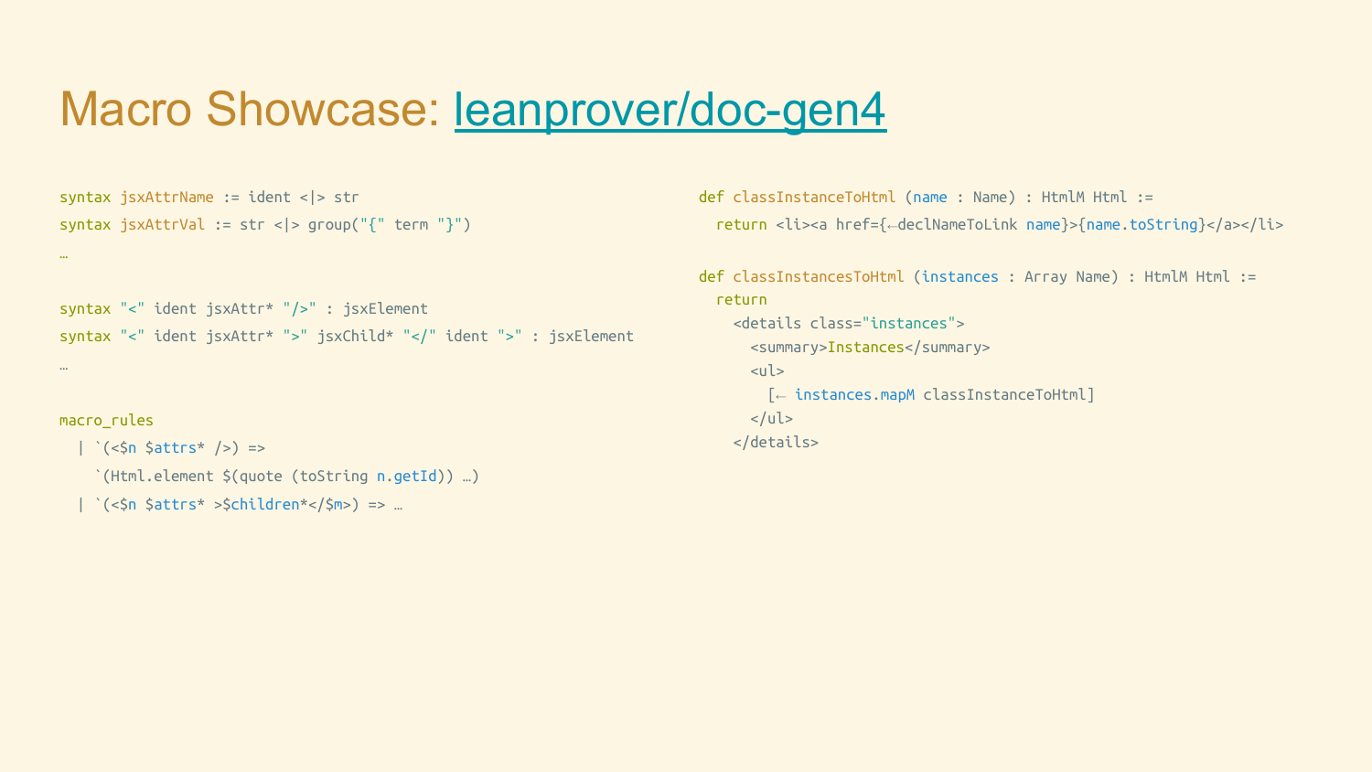# Macro Showcase: [leanprover/doc-gen4]

```
syntax jsxAttrName := ident <|> str
syntax jsxAttrVal := str <|> group("{" term "}")
…

syntax "<" ident jsxAttr* "/>" : jsxElement
syntax "<" ident jsxAttr* ">" jsxChild* "</" ident ">" : jsxElement
…

macro_rules
  | `(<$n $attrs* />) =>
    `(Html.element $(quote (toString n.getId)) …)
  | `(<$n $attrs* >$children*</$m>) => …
```

```
def classInstanceToHtml (name : Name) : HtmlM Html :=
  return <li><a href={←declNameToLink name}>{name.toString}</a></li>

def classInstancesToHtml (instances : Array Name) : HtmlM Html :=
  return
    <details class="instances">
      <summary>Instances</summary>
      <ul>
        [← instances.mapM classInstanceToHtml]
      </ul>
    </details>
```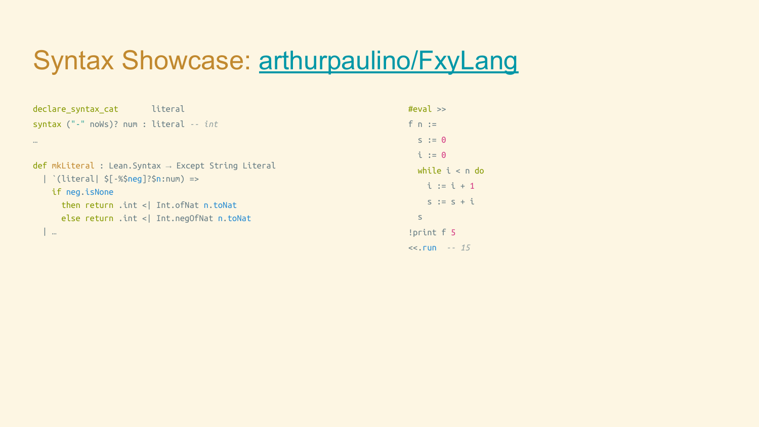# Syntax Showcase: arthurpaulino/FxyLang

```
declare_syntax_cat      literal
syntax ("-" noWs)? num : literal -- int
…

def mkLiteral : Lean.Syntax → Except String Literal
  | `(literal| $[-%$neg]?$n:num) =>
    if neg.isNone
      then return .int <| Int.ofNat n.toNat
      else return .int <| Int.negOfNat n.toNat
  | …
```

```
#eval >>
f n :=
  s := 0
  i := 0
  while i < n do
    i := i + 1
    s := s + i
  s
!print f 5
<<.run  -- 15
```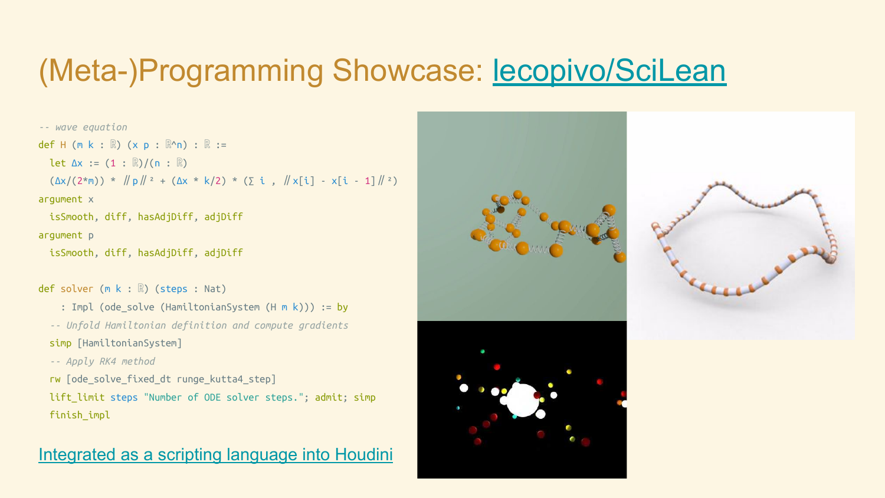# (Meta-)Programming Showcase: lecopivo/SciLean

```
-- wave equation
def H (m k : ℝ) (x p : ℝ^n) : ℝ :=
  let Δx := (1 : ℝ)/(n : ℝ)
  (Δx/(2*m)) * ‖p‖² + (Δx * k/2) * (∑ i , ‖x[i] - x[i - 1]‖²)
argument x
  isSmooth, diff, hasAdjDiff, adjDiff
argument p
  isSmooth, diff, hasAdjDiff, adjDiff

def solver (m k : ℝ) (steps : Nat)
    : Impl (ode_solve (HamiltonianSystem (H m k))) := by
  -- Unfold Hamiltonian definition and compute gradients
  simp [HamiltonianSystem]
  -- Apply RK4 method
  rw [ode_solve_fixed_dt runge_kutta4_step]
  lift_limit steps "Number of ODE solver steps."; admit; simp
  finish_impl
```

Integrated as a scripting language into Houdini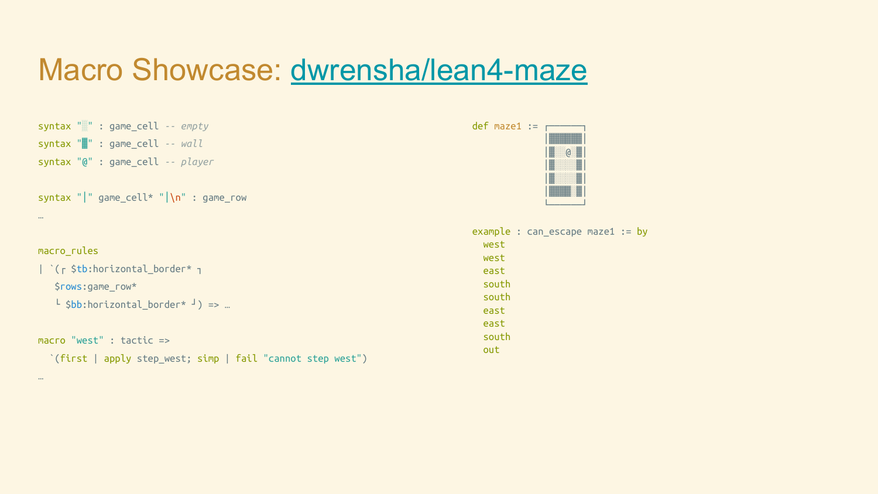# Macro Showcase: dwrensha/lean4-maze

```
syntax "░" : game_cell -- empty
syntax "▓" : game_cell -- wall
syntax "@" : game_cell -- player

syntax "│" game_cell* "│\n" : game_row
…

macro_rules
| `(┌ $tb:horizontal_border* ┐
   $rows:game_row*
   └ $bb:horizontal_border* ┘) => …

macro "west" : tactic =>
  `(first | apply step_west; simp | fail "cannot step west")
…
```

```
def maze1 := ┌──────┐
             │▓▓▓▓▓▓│
             │▓░░@░▓│
             │▓░░░░▓│
             │▓░░░░▓│
             │▓▓▓▓░▓│
             └──────┘

example : can_escape maze1 := by
  west
  west
  east
  south
  south
  east
  east
  south
  out
```